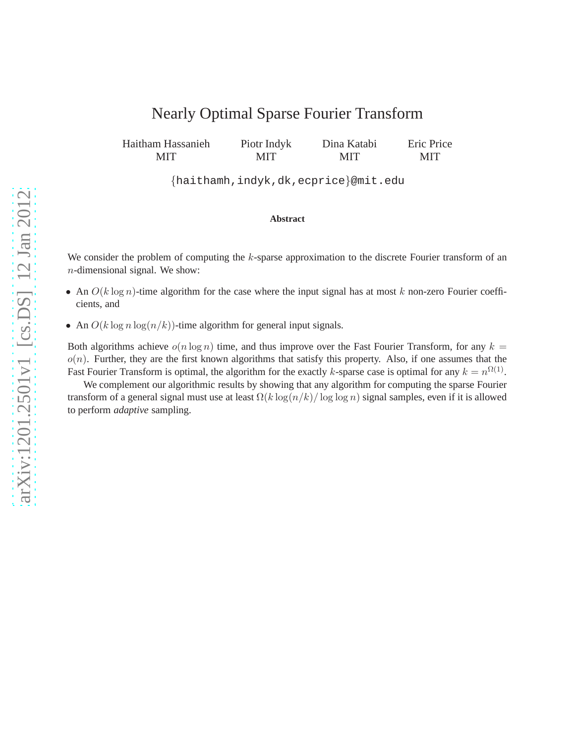# Nearly Optimal Sparse Fourier Transform

Haitham Hassanieh
MIT

Piotr Indyk
MIT

Dina Katabi
MIT

Eric Price
MIT

{haithamh,indyk,dk,ecprice}@mit.edu

**Abstract**

We consider the problem of computing the $k$-sparse approximation to the discrete Fourier transform of an $n$-dimensional signal. We show:

- An $O(k \log n)$-time algorithm for the case where the input signal has at most $k$ non-zero Fourier coefficients, and
- An $O(k \log n \log(n/k))$-time algorithm for general input signals.

Both algorithms achieve $o(n \log n)$ time, and thus improve over the Fast Fourier Transform, for any $k = o(n)$. Further, they are the first known algorithms that satisfy this property. Also, if one assumes that the Fast Fourier Transform is optimal, the algorithm for the exactly $k$-sparse case is optimal for any $k = n^{\Omega(1)}$.

We complement our algorithmic results by showing that any algorithm for computing the sparse Fourier transform of a general signal must use at least $\Omega(k \log(n/k)/\log\log n)$ signal samples, even if it is allowed to perform *adaptive* sampling.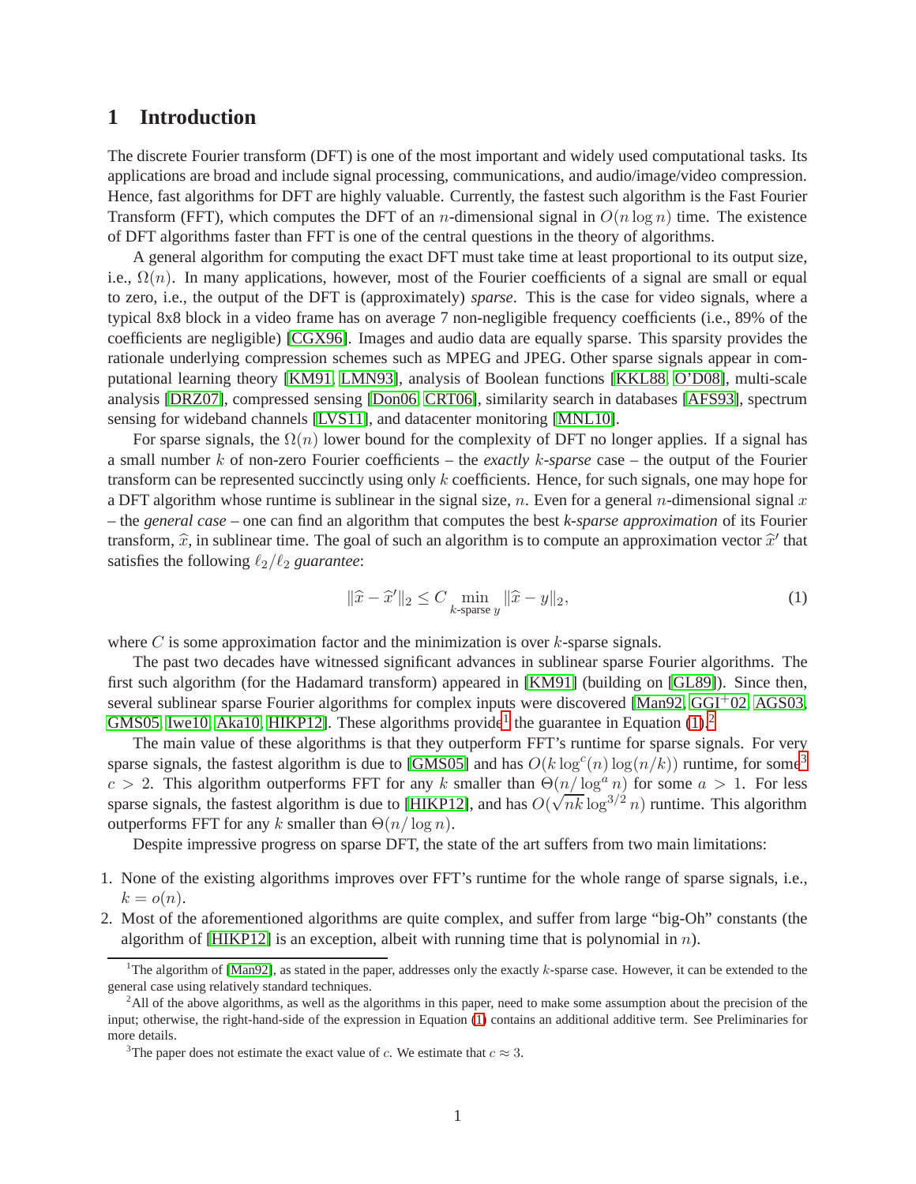# 1 Introduction

The discrete Fourier transform (DFT) is one of the most important and widely used computational tasks. Its applications are broad and include signal processing, communications, and audio/image/video compression. Hence, fast algorithms for DFT are highly valuable. Currently, the fastest such algorithm is the Fast Fourier Transform (FFT), which computes the DFT of an $n$-dimensional signal in $O(n \log n)$ time. The existence of DFT algorithms faster than FFT is one of the central questions in the theory of algorithms.

A general algorithm for computing the exact DFT must take time at least proportional to its output size, i.e., $\Omega(n)$. In many applications, however, most of the Fourier coefficients of a signal are small or equal to zero, i.e., the output of the DFT is (approximately) *sparse*. This is the case for video signals, where a typical 8x8 block in a video frame has on average 7 non-negligible frequency coefficients (i.e., 89% of the coefficients are negligible) [CGX96]. Images and audio data are equally sparse. This sparsity provides the rationale underlying compression schemes such as MPEG and JPEG. Other sparse signals appear in computational learning theory [KM91, LMN93], analysis of Boolean functions [KKL88, O'D08], multi-scale analysis [DRZ07], compressed sensing [Don06, CRT06], similarity search in databases [AFS93], spectrum sensing for wideband channels [LVS11], and datacenter monitoring [MNL10].

For sparse signals, the $\Omega(n)$ lower bound for the complexity of DFT no longer applies. If a signal has a small number $k$ of non-zero Fourier coefficients – the *exactly* $k$*-sparse* case – the output of the Fourier transform can be represented succinctly using only $k$ coefficients. Hence, for such signals, one may hope for a DFT algorithm whose runtime is sublinear in the signal size, $n$. Even for a general $n$-dimensional signal $x$ – the *general case* – one can find an algorithm that computes the best *k-sparse approximation* of its Fourier transform, $\widehat{x}$, in sublinear time. The goal of such an algorithm is to compute an approximation vector $\widehat{x}'$ that satisfies the following $\ell_2/\ell_2$ *guarantee*:

$$\|\widehat{x} - \widehat{x}'\|_2 \leq C \min_{k\text{-sparse } y} \|\widehat{x} - y\|_2, \tag{1}$$

where $C$ is some approximation factor and the minimization is over $k$-sparse signals.

The past two decades have witnessed significant advances in sublinear sparse Fourier algorithms. The first such algorithm (for the Hadamard transform) appeared in [KM91] (building on [GL89]). Since then, several sublinear sparse Fourier algorithms for complex inputs were discovered [Man92, GGI+02, AGS03, GMS05, Iwe10, Aka10, HIKP12]. These algorithms provide[1] the guarantee in Equation (1).[2]

The main value of these algorithms is that they outperform FFT's runtime for sparse signals. For very sparse signals, the fastest algorithm is due to [GMS05] and has $O(k \log^c(n) \log(n/k))$ runtime, for some[3] $c > 2$. This algorithm outperforms FFT for any $k$ smaller than $\Theta(n/\log^a n)$ for some $a > 1$. For less sparse signals, the fastest algorithm is due to [HIKP12], and has $O(\sqrt{nk} \log^{3/2} n)$ runtime. This algorithm outperforms FFT for any $k$ smaller than $\Theta(n/\log n)$.

Despite impressive progress on sparse DFT, the state of the art suffers from two main limitations:

1. None of the existing algorithms improves over FFT's runtime for the whole range of sparse signals, i.e., $k = o(n)$.
2. Most of the aforementioned algorithms are quite complex, and suffer from large "big-Oh" constants (the algorithm of [HIKP12] is an exception, albeit with running time that is polynomial in $n$).

[1] The algorithm of [Man92], as stated in the paper, addresses only the exactly $k$-sparse case. However, it can be extended to the general case using relatively standard techniques.

[2] All of the above algorithms, as well as the algorithms in this paper, need to make some assumption about the precision of the input; otherwise, the right-hand-side of the expression in Equation (1) contains an additional additive term. See Preliminaries for more details.

[3] The paper does not estimate the exact value of $c$. We estimate that $c \approx 3$.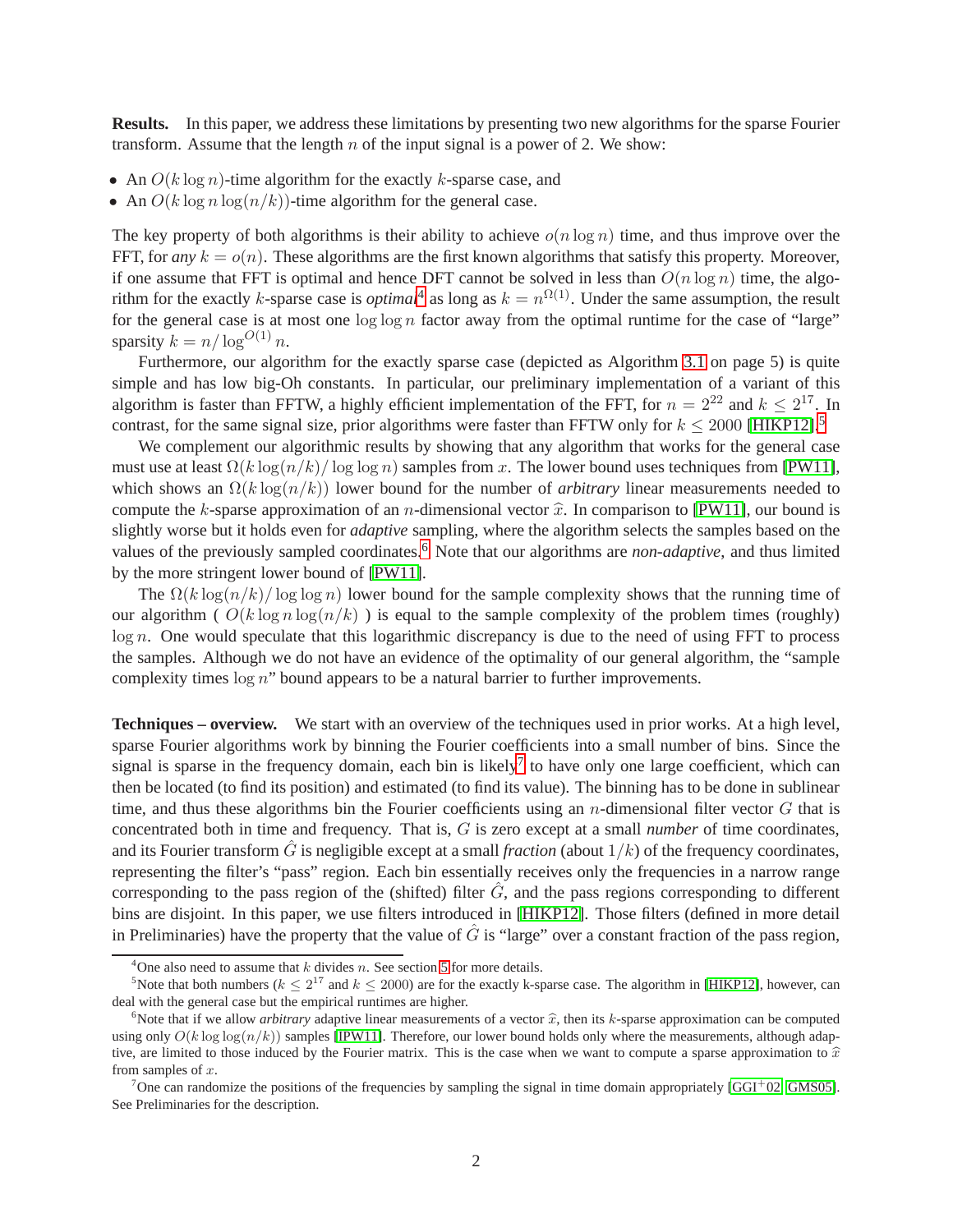**Results.** In this paper, we address these limitations by presenting two new algorithms for the sparse Fourier transform. Assume that the length $n$ of the input signal is a power of 2. We show:

- An $O(k \log n)$-time algorithm for the exactly $k$-sparse case, and
- An $O(k \log n \log(n/k))$-time algorithm for the general case.

The key property of both algorithms is their ability to achieve $o(n \log n)$ time, and thus improve over the FFT, for *any* $k = o(n)$. These algorithms are the first known algorithms that satisfy this property. Moreover, if one assume that FFT is optimal and hence DFT cannot be solved in less than $O(n \log n)$ time, the algorithm for the exactly $k$-sparse case is *optimal*[4] as long as $k = n^{\Omega(1)}$. Under the same assumption, the result for the general case is at most one $\log \log n$ factor away from the optimal runtime for the case of "large" sparsity $k = n/\log^{O(1)} n$.

Furthermore, our algorithm for the exactly sparse case (depicted as Algorithm 3.1 on page 5) is quite simple and has low big-Oh constants. In particular, our preliminary implementation of a variant of this algorithm is faster than FFTW, a highly efficient implementation of the FFT, for $n = 2^{22}$ and $k \leq 2^{17}$. In contrast, for the same signal size, prior algorithms were faster than FFTW only for $k \leq 2000$ [HIKP12].[5]

We complement our algorithmic results by showing that any algorithm that works for the general case must use at least $\Omega(k \log(n/k)/ \log \log n)$ samples from $x$. The lower bound uses techniques from [PW11], which shows an $\Omega(k \log(n/k))$ lower bound for the number of *arbitrary* linear measurements needed to compute the $k$-sparse approximation of an $n$-dimensional vector $\widehat{x}$. In comparison to [PW11], our bound is slightly worse but it holds even for *adaptive* sampling, where the algorithm selects the samples based on the values of the previously sampled coordinates.[6] Note that our algorithms are *non-adaptive*, and thus limited by the more stringent lower bound of [PW11].

The $\Omega(k \log(n/k)/ \log \log n)$ lower bound for the sample complexity shows that the running time of our algorithm ( $O(k \log n \log(n/k)$ ) is equal to the sample complexity of the problem times (roughly) $\log n$. One would speculate that this logarithmic discrepancy is due to the need of using FFT to process the samples. Although we do not have an evidence of the optimality of our general algorithm, the "sample complexity times $\log n$" bound appears to be a natural barrier to further improvements.

**Techniques – overview.** We start with an overview of the techniques used in prior works. At a high level, sparse Fourier algorithms work by binning the Fourier coefficients into a small number of bins. Since the signal is sparse in the frequency domain, each bin is likely[7] to have only one large coefficient, which can then be located (to find its position) and estimated (to find its value). The binning has to be done in sublinear time, and thus these algorithms bin the Fourier coefficients using an $n$-dimensional filter vector $G$ that is concentrated both in time and frequency. That is, $G$ is zero except at a small *number* of time coordinates, and its Fourier transform $\hat{G}$ is negligible except at a small *fraction* (about $1/k$) of the frequency coordinates, representing the filter's "pass" region. Each bin essentially receives only the frequencies in a narrow range corresponding to the pass region of the (shifted) filter $\hat{G}$, and the pass regions corresponding to different bins are disjoint. In this paper, we use filters introduced in [HIKP12]. Those filters (defined in more detail in Preliminaries) have the property that the value of $\hat{G}$ is "large" over a constant fraction of the pass region,

[4] One also need to assume that $k$ divides $n$. See section 5 for more details.

[5] Note that both numbers ($k \leq 2^{17}$ and $k \leq 2000$) are for the exactly k-sparse case. The algorithm in [HIKP12], however, can deal with the general case but the empirical runtimes are higher.

[6] Note that if we allow *arbitrary* adaptive linear measurements of a vector $\widehat{x}$, then its $k$-sparse approximation can be computed using only $O(k \log \log(n/k))$ samples [IPW11]. Therefore, our lower bound holds only where the measurements, although adaptive, are limited to those induced by the Fourier matrix. This is the case when we want to compute a sparse approximation to $\widehat{x}$ from samples of $x$.

[7] One can randomize the positions of the frequencies by sampling the signal in time domain appropriately [GGI+02, GMS05]. See Preliminaries for the description.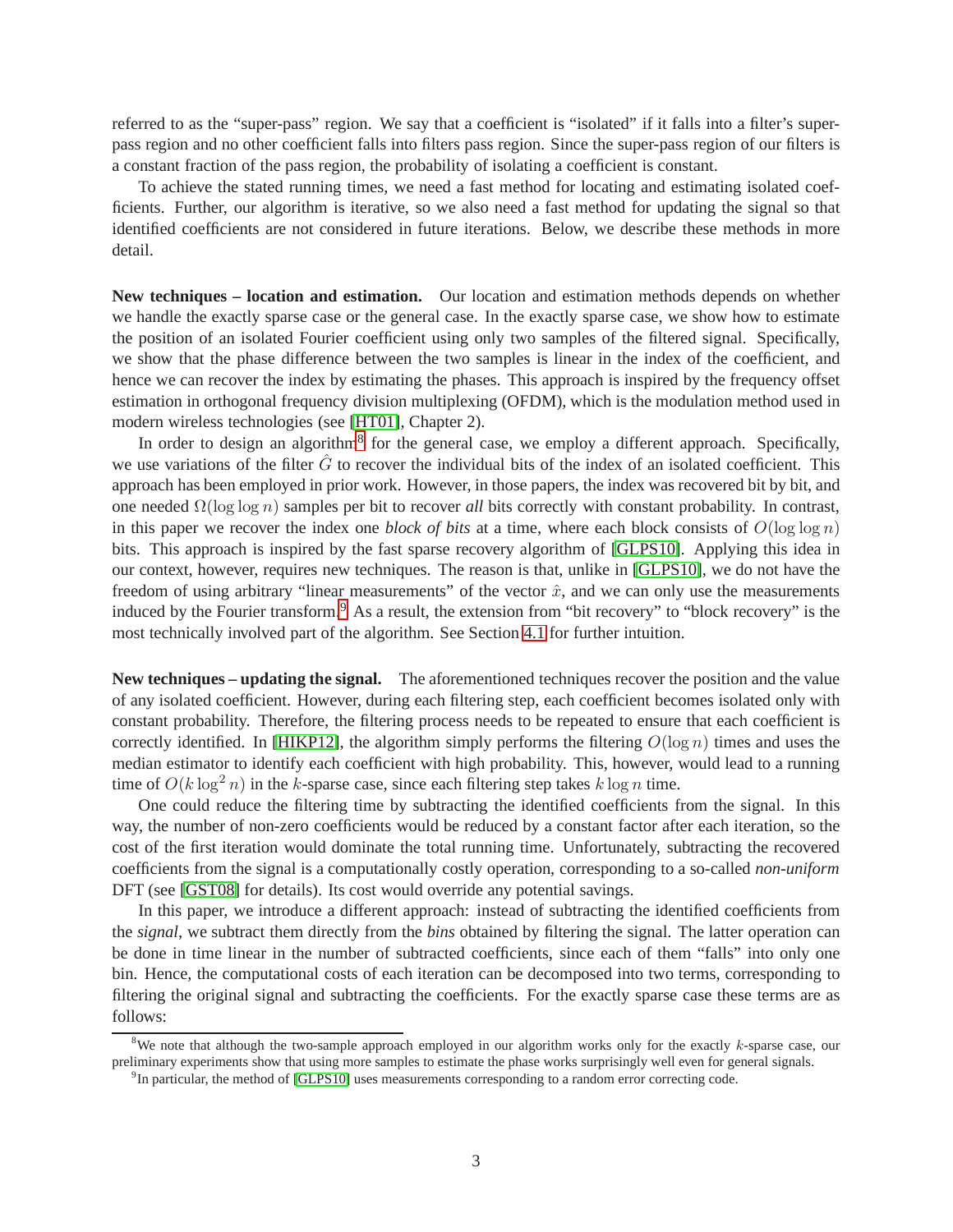referred to as the "super-pass" region. We say that a coefficient is "isolated" if it falls into a filter's super-pass region and no other coefficient falls into filters pass region. Since the super-pass region of our filters is a constant fraction of the pass region, the probability of isolating a coefficient is constant.

To achieve the stated running times, we need a fast method for locating and estimating isolated coefficients. Further, our algorithm is iterative, so we also need a fast method for updating the signal so that identified coefficients are not considered in future iterations. Below, we describe these methods in more detail.

**New techniques – location and estimation.** Our location and estimation methods depends on whether we handle the exactly sparse case or the general case. In the exactly sparse case, we show how to estimate the position of an isolated Fourier coefficient using only two samples of the filtered signal. Specifically, we show that the phase difference between the two samples is linear in the index of the coefficient, and hence we can recover the index by estimating the phases. This approach is inspired by the frequency offset estimation in orthogonal frequency division multiplexing (OFDM), which is the modulation method used in modern wireless technologies (see [HT01], Chapter 2).

In order to design an algorithm[8] for the general case, we employ a different approach. Specifically, we use variations of the filter $\hat{G}$ to recover the individual bits of the index of an isolated coefficient. This approach has been employed in prior work. However, in those papers, the index was recovered bit by bit, and one needed $\Omega(\log \log n)$ samples per bit to recover *all* bits correctly with constant probability. In contrast, in this paper we recover the index one *block of bits* at a time, where each block consists of $O(\log \log n)$ bits. This approach is inspired by the fast sparse recovery algorithm of [GLPS10]. Applying this idea in our context, however, requires new techniques. The reason is that, unlike in [GLPS10], we do not have the freedom of using arbitrary "linear measurements" of the vector $\hat{x}$, and we can only use the measurements induced by the Fourier transform.[9] As a result, the extension from "bit recovery" to "block recovery" is the most technically involved part of the algorithm. See Section 4.1 for further intuition.

**New techniques – updating the signal.** The aforementioned techniques recover the position and the value of any isolated coefficient. However, during each filtering step, each coefficient becomes isolated only with constant probability. Therefore, the filtering process needs to be repeated to ensure that each coefficient is correctly identified. In [HIKP12], the algorithm simply performs the filtering $O(\log n)$ times and uses the median estimator to identify each coefficient with high probability. This, however, would lead to a running time of $O(k \log^2 n)$ in the $k$-sparse case, since each filtering step takes $k \log n$ time.

One could reduce the filtering time by subtracting the identified coefficients from the signal. In this way, the number of non-zero coefficients would be reduced by a constant factor after each iteration, so the cost of the first iteration would dominate the total running time. Unfortunately, subtracting the recovered coefficients from the signal is a computationally costly operation, corresponding to a so-called *non-uniform* DFT (see [GST08] for details). Its cost would override any potential savings.

In this paper, we introduce a different approach: instead of subtracting the identified coefficients from the *signal*, we subtract them directly from the *bins* obtained by filtering the signal. The latter operation can be done in time linear in the number of subtracted coefficients, since each of them "falls" into only one bin. Hence, the computational costs of each iteration can be decomposed into two terms, corresponding to filtering the original signal and subtracting the coefficients. For the exactly sparse case these terms are as follows:

[8] We note that although the two-sample approach employed in our algorithm works only for the exactly $k$-sparse case, our preliminary experiments show that using more samples to estimate the phase works surprisingly well even for general signals.

[9] In particular, the method of [GLPS10] uses measurements corresponding to a random error correcting code.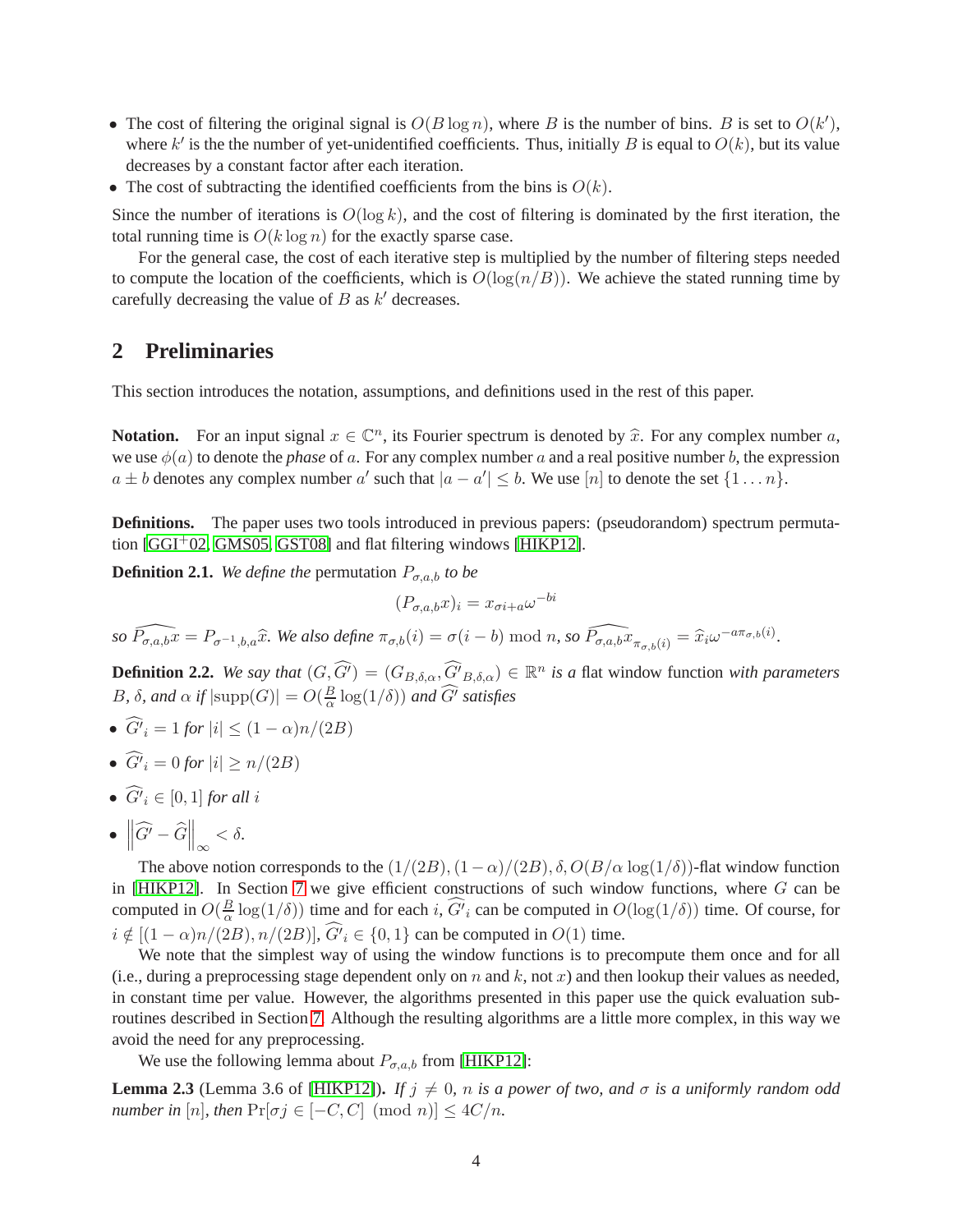- The cost of filtering the original signal is $O(B \log n)$, where $B$ is the number of bins. $B$ is set to $O(k')$, where $k'$ is the the number of yet-unidentified coefficients. Thus, initially $B$ is equal to $O(k)$, but its value decreases by a constant factor after each iteration.
- The cost of subtracting the identified coefficients from the bins is $O(k)$.

Since the number of iterations is $O(\log k)$, and the cost of filtering is dominated by the first iteration, the total running time is $O(k \log n)$ for the exactly sparse case.

For the general case, the cost of each iterative step is multiplied by the number of filtering steps needed to compute the location of the coefficients, which is $O(\log(n/B))$. We achieve the stated running time by carefully decreasing the value of $B$ as $k'$ decreases.

## 2 Preliminaries

This section introduces the notation, assumptions, and definitions used in the rest of this paper.

**Notation.** For an input signal $x \in \mathbb{C}^n$, its Fourier spectrum is denoted by $\widehat{x}$. For any complex number $a$, we use $\phi(a)$ to denote the *phase* of $a$. For any complex number $a$ and a real positive number $b$, the expression $a \pm b$ denotes any complex number $a'$ such that $|a - a'| \leq b$. We use $[n]$ to denote the set $\{1 \ldots n\}$.

**Definitions.** The paper uses two tools introduced in previous papers: (pseudorandom) spectrum permutation [GGI+02, GMS05, GST08] and flat filtering windows [HIKP12].

**Definition 2.1.** *We define the* permutation $P_{\sigma,a,b}$ *to be*

$$(P_{\sigma,a,b}x)_i = x_{\sigma i + a}\omega^{-bi}$$

*so* $\widehat{P_{\sigma,a,b}x} = P_{\sigma^{-1},b,a}\widehat{x}$. *We also define* $\pi_{\sigma,b}(i) = \sigma(i-b) \bmod n$, *so* $\widehat{P_{\sigma,a,b}x}_{\pi_{\sigma,b}(i)} = \widehat{x}_i \omega^{-a\pi_{\sigma,b}(i)}$.

**Definition 2.2.** *We say that* $(G, \widehat{G'}) = (G_{B,\delta,\alpha}, \widehat{G'}_{B,\delta,\alpha}) \in \mathbb{R}^n$ *is a* flat window function *with parameters* $B$, $\delta$, *and* $\alpha$ *if* $|\text{supp}(G)| = O(\frac{B}{\alpha}\log(1/\delta))$ *and* $\widehat{G'}$ *satisfies*

- $\widehat{G'}_i = 1$ *for* $|i| \leq (1-\alpha)n/(2B)$
- $\widehat{G'}_i = 0$ *for* $|i| \geq n/(2B)$
- $\widehat{G'}_i \in [0,1]$ *for all* $i$
- $\left\|\widehat{G'} - \widehat{G}\right\|_\infty < \delta$.

The above notion corresponds to the $(1/(2B), (1-\alpha)/(2B), \delta, O(B/\alpha \log(1/\delta))$-flat window function in [HIKP12]. In Section 7 we give efficient constructions of such window functions, where $G$ can be computed in $O(\frac{B}{\alpha}\log(1/\delta))$ time and for each $i$, $\widehat{G'}_i$ can be computed in $O(\log(1/\delta))$ time. Of course, for $i \notin [(1-\alpha)n/(2B), n/(2B)]$, $\widehat{G'}_i \in \{0,1\}$ can be computed in $O(1)$ time.

We note that the simplest way of using the window functions is to precompute them once and for all (i.e., during a preprocessing stage dependent only on $n$ and $k$, not $x$) and then lookup their values as needed, in constant time per value. However, the algorithms presented in this paper use the quick evaluation subroutines described in Section 7. Although the resulting algorithms are a little more complex, in this way we avoid the need for any preprocessing.

We use the following lemma about $P_{\sigma,a,b}$ from [HIKP12]:

**Lemma 2.3** (Lemma 3.6 of [HIKP12])**.** *If* $j \neq 0$, $n$ *is a power of two, and* $\sigma$ *is a uniformly random odd number in* $[n]$, *then* $\Pr[\sigma j \in [-C, C] \pmod n] \leq 4C/n$.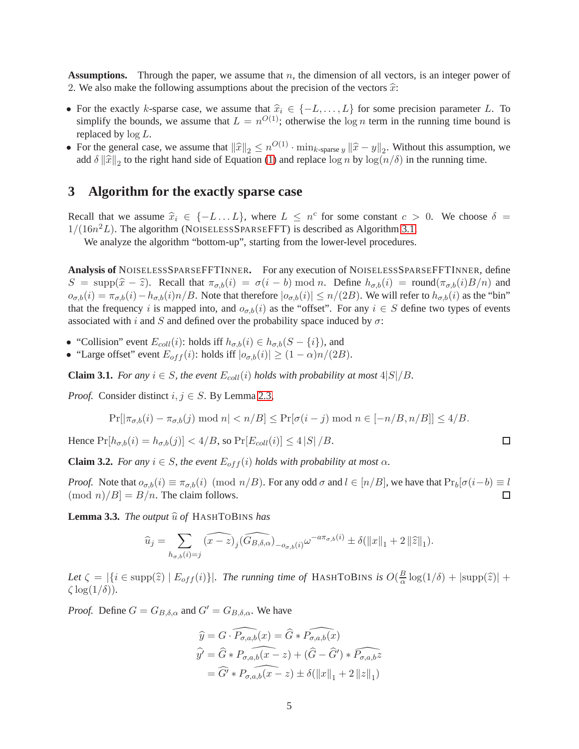**Assumptions.** Through the paper, we assume that $n$, the dimension of all vectors, is an integer power of 2. We also make the following assumptions about the precision of the vectors $\widehat{x}$:

- For the exactly $k$-sparse case, we assume that $\widehat{x}_i \in \{-L, \ldots, L\}$ for some precision parameter $L$. To simplify the bounds, we assume that $L = n^{O(1)}$; otherwise the $\log n$ term in the running time bound is replaced by $\log L$.
- For the general case, we assume that $\|\widehat{x}\|_2 \leq n^{O(1)} \cdot \min_{k\text{-sparse } y} \|\widehat{x} - y\|_2$. Without this assumption, we add $\delta \|\widehat{x}\|_2$ to the right hand side of Equation (1) and replace $\log n$ by $\log(n/\delta)$ in the running time.

## 3 Algorithm for the exactly sparse case

Recall that we assume $\widehat{x}_i \in \{-L \ldots L\}$, where $L \leq n^c$ for some constant $c > 0$. We choose $\delta = 1/(16n^2 L)$. The algorithm (NoiselessSparseFFT) is described as Algorithm 3.1.

We analyze the algorithm "bottom-up", starting from the lower-level procedures.

**Analysis of NoiselessSparseFFTInner.** For any execution of NoiselessSparseFFTInner, define $S = \operatorname{supp}(\widehat{x} - \widehat{z})$. Recall that $\pi_{\sigma,b}(i) = \sigma(i - b) \bmod n$. Define $h_{\sigma,b}(i) = \operatorname{round}(\pi_{\sigma,b}(i)B/n)$ and $o_{\sigma,b}(i) = \pi_{\sigma,b}(i) - h_{\sigma,b}(i)n/B$. Note that therefore $|o_{\sigma,b}(i)| \leq n/(2B)$. We will refer to $h_{\sigma,b}(i)$ as the "bin" that the frequency $i$ is mapped into, and $o_{\sigma,b}(i)$ as the "offset". For any $i \in S$ define two types of events associated with $i$ and $S$ and defined over the probability space induced by $\sigma$:

- "Collision" event $E_{coll}(i)$: holds iff $h_{\sigma,b}(i) \in h_{\sigma,b}(S - \{i\})$, and
- "Large offset" event $E_{off}(i)$: holds iff $|o_{\sigma,b}(i)| \geq (1 - \alpha)n/(2B)$.

**Claim 3.1.** *For any $i \in S$, the event $E_{coll}(i)$ holds with probability at most $4|S|/B$.*

*Proof.* Consider distinct $i, j \in S$. By Lemma 2.3,

$$\Pr[|\pi_{\sigma,b}(i) - \pi_{\sigma,b}(j) \bmod n| < n/B] \leq \Pr[\sigma(i - j) \bmod n \in [-n/B, n/B]] \leq 4/B.$$

Hence $\Pr[h_{\sigma,b}(i) = h_{\sigma,b}(j)] < 4/B$, so $\Pr[E_{coll}(i)] \leq 4|S|/B$. □

**Claim 3.2.** *For any $i \in S$, the event $E_{off}(i)$ holds with probability at most $\alpha$.*

*Proof.* Note that $o_{\sigma,b}(i) \equiv \pi_{\sigma,b}(i) \pmod{n/B}$. For any odd $\sigma$ and $l \in [n/B]$, we have that $\Pr_b[\sigma(i-b) \equiv l \pmod{n)/B}] = B/n$. The claim follows. □

**Lemma 3.3.** *The output $\widehat{u}$ of* HashToBins *has*

$$\widehat{u}_j = \sum_{h_{\sigma,b}(i)=j} \widehat{(x - z)}_j (\widehat{G_{B,\delta,\alpha}})_{-o_{\sigma,b}(i)} \omega^{-a\pi_{\sigma,b}(i)} \pm \delta(\|x\|_1 + 2\|\widehat{z}\|_1).$$

*Let $\zeta = |\{i \in \operatorname{supp}(\widehat{z}) \mid E_{off}(i)\}|$. The running time of* HashToBins *is $O(\frac{B}{\alpha}\log(1/\delta) + |\operatorname{supp}(\widehat{z})| + \zeta \log(1/\delta))$.*

*Proof.* Define $G = G_{B,\delta,\alpha}$ and $G' = G_{B,\delta,\alpha}$. We have

$$\begin{aligned}
\widehat{y} &= G \cdot \widehat{P_{\sigma,a,b}(x)} = \widehat{G} * \widehat{P_{\sigma,a,b}(x)} \\
\widehat{y'} &= \widehat{G} * \widehat{P_{\sigma,a,b}(x - z)} + (\widehat{G} - \widehat{G'}) * \widehat{P_{\sigma,a,b} z} \\
&= \widehat{G'} * \widehat{P_{\sigma,a,b}(x - z)} \pm \delta(\|x\|_1 + 2\|z\|_1)
\end{aligned}$$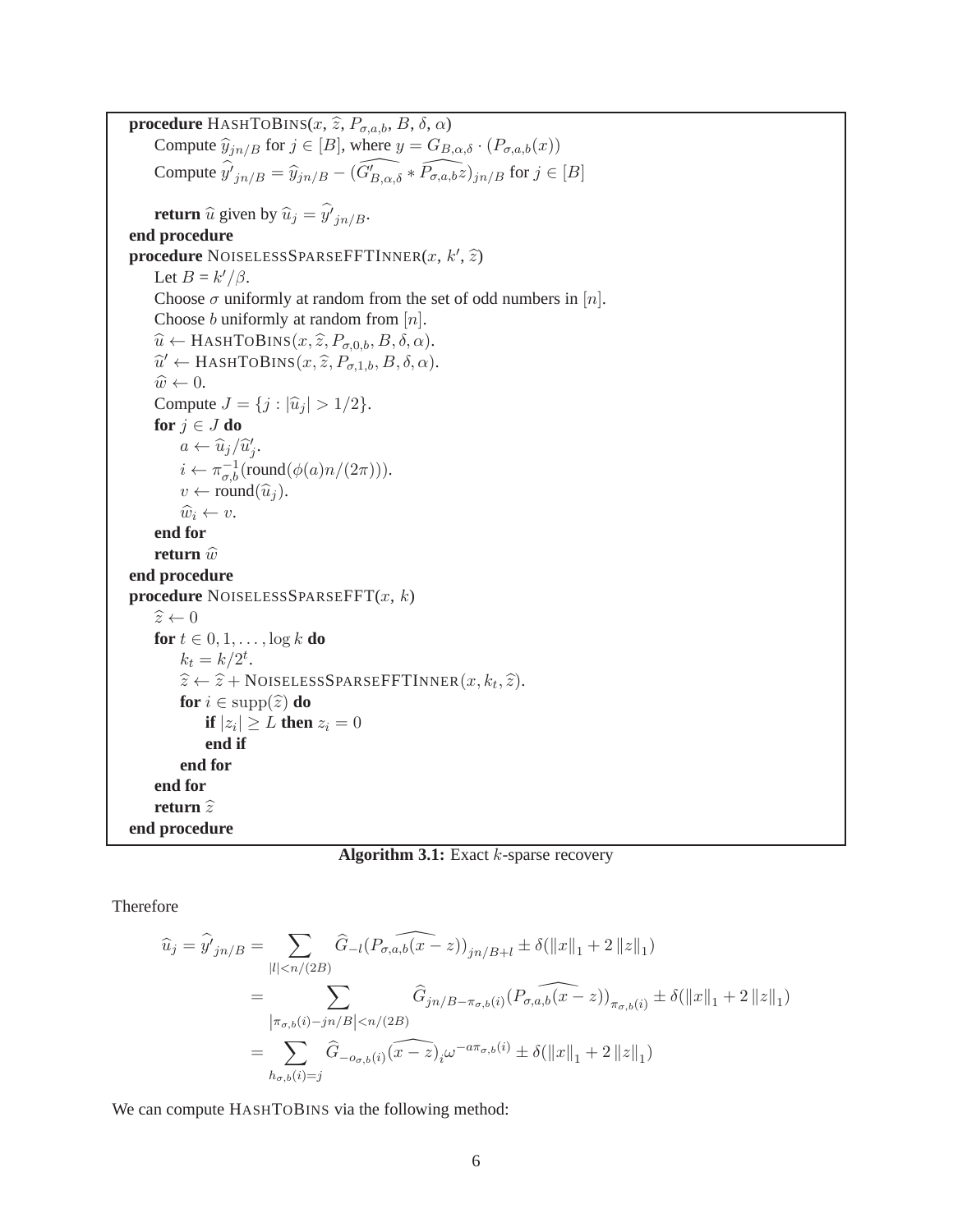```
procedure HashToBins(x, ẑ, P_{σ,a,b}, B, δ, α)
    Compute ŷ_{jn/B} for j ∈ [B], where y = G_{B,α,δ} · (P_{σ,a,b}(x))
    Compute ŷ'_{jn/B} = ŷ_{jn/B} − (Ĝ'_{B,α,δ} * P̂_{σ,a,b}z)_{jn/B} for j ∈ [B]

    return û given by û_j = ŷ'_{jn/B}.
end procedure
procedure NoiselessSparseFFTInner(x, k', ẑ)
    Let B = k'/β.
    Choose σ uniformly at random from the set of odd numbers in [n].
    Choose b uniformly at random from [n].
    û ← HashToBins(x, ẑ, P_{σ,0,b}, B, δ, α).
    û' ← HashToBins(x, ẑ, P_{σ,1,b}, B, δ, α).
    ŵ ← 0.
    Compute J = {j : |û_j| > 1/2}.
    for j ∈ J do
        a ← û_j/û'_j.
        i ← π^{-1}_{σ,b}(round(φ(a)n/(2π))).
        v ← round(û_j).
        ŵ_i ← v.
    end for
    return ŵ
end procedure
procedure NoiselessSparseFFT(x, k)
    ẑ ← 0
    for t ∈ 0, 1, ..., log k do
        k_t = k/2^t.
        ẑ ← ẑ + NoiselessSparseFFTInner(x, k_t, ẑ).
        for i ∈ supp(ẑ) do
            if |z_i| ≥ L then z_i = 0
            end if
        end for
    end for
    return ẑ
end procedure
```

**Algorithm 3.1:** Exact $k$-sparse recovery

Therefore

$$\begin{aligned}
\widehat{u}_j = \widehat{y'}_{jn/B} &= \sum_{|l|<n/(2B)} \widehat{G}_{-l}(\widehat{P_{\sigma,a,b}(x-z)})_{jn/B+l} \pm \delta(\|x\|_1 + 2\|z\|_1) \\
&= \sum_{\left|\pi_{\sigma,b}(i) - jn/B\right| < n/(2B)} \widehat{G}_{jn/B-\pi_{\sigma,b}(i)}(\widehat{P_{\sigma,a,b}(x-z)})_{\pi_{\sigma,b}(i)} \pm \delta(\|x\|_1 + 2\|z\|_1) \\
&= \sum_{h_{\sigma,b}(i)=j} \widehat{G}_{-o_{\sigma,b}(i)}\widehat{(x-z)}_i \omega^{-a\pi_{\sigma,b}(i)} \pm \delta(\|x\|_1 + 2\|z\|_1)
\end{aligned}$$

We can compute HashToBins via the following method: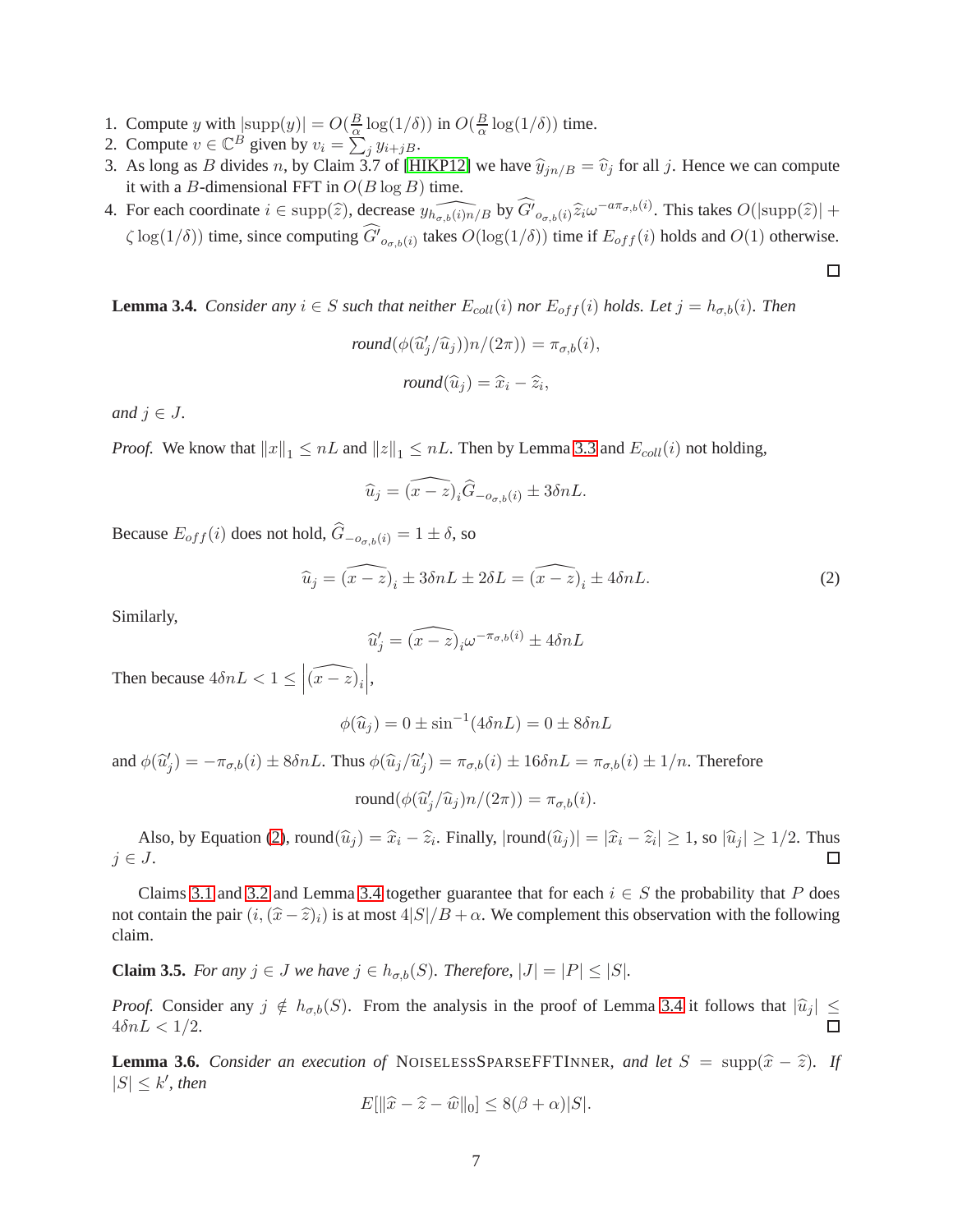1. Compute $y$ with $|\text{supp}(y)| = O(\frac{B}{\alpha}\log(1/\delta))$ in $O(\frac{B}{\alpha}\log(1/\delta))$ time.
2. Compute $v \in \mathbb{C}^B$ given by $v_i = \sum_j y_{i+jB}$.
3. As long as $B$ divides $n$, by Claim 3.7 of [HIKP12] we have $\widehat{y}_{jn/B} = \widehat{v}_j$ for all $j$. Hence we can compute it with a $B$-dimensional FFT in $O(B \log B)$ time.
4. For each coordinate $i \in \text{supp}(\widehat{z})$, decrease $\widehat{y_{h_{\sigma,b}(i)n/B}}$ by $\widehat{G'}_{o_{\sigma,b}(i)}\widehat{z}_i\omega^{-a\pi_{\sigma,b}(i)}$. This takes $O(|\text{supp}(\widehat{z})| + \zeta\log(1/\delta))$ time, since computing $\widehat{G'}_{o_{\sigma,b}(i)}$ takes $O(\log(1/\delta))$ time if $E_{off}(i)$ holds and $O(1)$ otherwise.

□

**Lemma 3.4.** *Consider any $i \in S$ such that neither $E_{coll}(i)$ nor $E_{off}(i)$ holds. Let $j = h_{\sigma,b}(i)$. Then*

$$\textit{round}(\phi(\widehat{u}'_j/\widehat{u}_j))n/(2\pi)) = \pi_{\sigma,b}(i),$$

$$\textit{round}(\widehat{u}_j) = \widehat{x}_i - \widehat{z}_i,$$

*and $j \in J$.*

*Proof.* We know that $\|x\|_1 \le nL$ and $\|z\|_1 \le nL$. Then by Lemma 3.3 and $E_{coll}(i)$ not holding,

$$\widehat{u}_j = \widehat{(x-z)}_i \widehat{G}_{-o_{\sigma,b}(i)} \pm 3\delta nL.$$

Because $E_{off}(i)$ does not hold, $\widehat{G}_{-o_{\sigma,b}(i)} = 1 \pm \delta$, so

$$\widehat{u}_j = \widehat{(x-z)}_i \pm 3\delta nL \pm 2\delta L = \widehat{(x-z)}_i \pm 4\delta nL. \tag{2}$$

Similarly,

$$\widehat{u}'_j = \widehat{(x-z)}_i \omega^{-\pi_{\sigma,b}(i)} \pm 4\delta nL$$

Then because $4\delta nL < 1 \le \left|\widehat{(x-z)}_i\right|$,

$$\phi(\widehat{u}_j) = 0 \pm \sin^{-1}(4\delta nL) = 0 \pm 8\delta nL$$

and $\phi(\widehat{u}'_j) = -\pi_{\sigma,b}(i) \pm 8\delta nL$. Thus $\phi(\widehat{u}_j/\widehat{u}'_j) = \pi_{\sigma,b}(i) \pm 16\delta nL = \pi_{\sigma,b}(i) \pm 1/n$. Therefore

$$\text{round}(\phi(\widehat{u}'_j/\widehat{u}_j)n/(2\pi)) = \pi_{\sigma,b}(i).$$

Also, by Equation (2), $\text{round}(\widehat{u}_j) = \widehat{x}_i - \widehat{z}_i$. Finally, $|\text{round}(\widehat{u}_j)| = |\widehat{x}_i - \widehat{z}_i| \ge 1$, so $|\widehat{u}_j| \ge 1/2$. Thus $j \in J$. □

Claims 3.1 and 3.2 and Lemma 3.4 together guarantee that for each $i \in S$ the probability that $P$ does not contain the pair $(i, (\widehat{x} - \widehat{z})_i)$ is at most $4|S|/B + \alpha$. We complement this observation with the following claim.

**Claim 3.5.** *For any $j \in J$ we have $j \in h_{\sigma,b}(S)$. Therefore, $|J| = |P| \le |S|$.*

*Proof.* Consider any $j \notin h_{\sigma,b}(S)$. From the analysis in the proof of Lemma 3.4 it follows that $|\widehat{u}_j| \le 4\delta nL < 1/2$. □

**Lemma 3.6.** *Consider an execution of* NoiselessSparseFFTInner, *and let $S = \text{supp}(\widehat{x} - \widehat{z})$. If $|S| \le k'$, then*

$$E[\|\widehat{x} - \widehat{z} - \widehat{w}\|_0] \le 8(\beta + \alpha)|S|.$$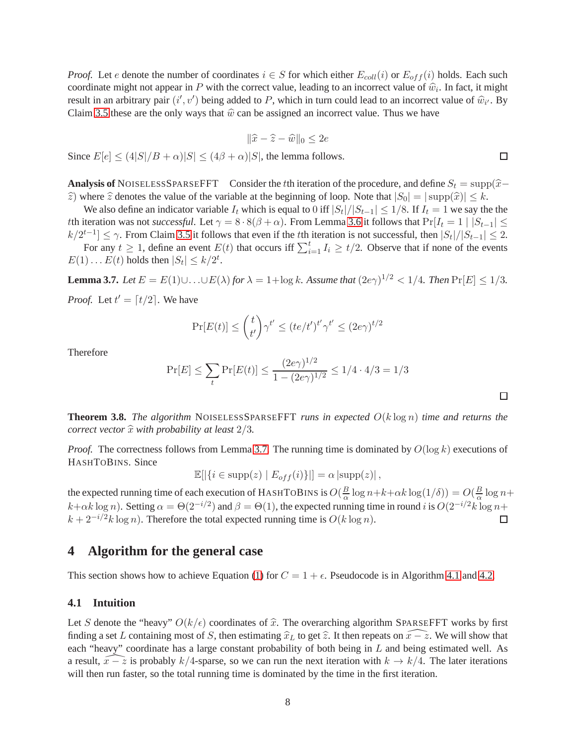*Proof.* Let $e$ denote the number of coordinates $i \in S$ for which either $E_{coll}(i)$ or $E_{off}(i)$ holds. Each such coordinate might not appear in $P$ with the correct value, leading to an incorrect value of $\widehat{w}_i$. In fact, it might result in an arbitrary pair $(i', v')$ being added to $P$, which in turn could lead to an incorrect value of $\widehat{w}_{i'}$. By Claim 3.5 these are the only ways that $\widehat{w}$ can be assigned an incorrect value. Thus we have

$$\|\widehat{x} - \widehat{z} - \widehat{w}\|_0 \leq 2e$$

Since $E[e] \leq (4|S|/B + \alpha)|S| \leq (4\beta + \alpha)|S|$, the lemma follows. □

**Analysis of** NoiselessSparseFFT Consider the $t$th iteration of the procedure, and define $S_t = \mathrm{supp}(\widehat{x} - \widehat{z})$ where $\widehat{z}$ denotes the value of the variable at the beginning of loop. Note that $|S_0| = |\mathrm{supp}(\widehat{x})| \leq k$.

We also define an indicator variable $I_t$ which is equal to 0 iff $|S_t|/|S_{t-1}| \leq 1/8$. If $I_t = 1$ we say the the $t$th iteration was not *successful*. Let $\gamma = 8 \cdot 8(\beta + \alpha)$. From Lemma 3.6 it follows that $\Pr[I_t = 1 \mid |S_{t-1}| \leq k/2^{t-1}] \leq \gamma$. From Claim 3.5 it follows that even if the $t$th iteration is not successful, then $|S_t|/|S_{t-1}| \leq 2$.

For any $t \geq 1$, define an event $E(t)$ that occurs iff $\sum_{i=1}^{t} I_i \geq t/2$. Observe that if none of the events $E(1) \ldots E(t)$ holds then $|S_t| \leq k/2^t$.

**Lemma 3.7.** *Let $E = E(1) \cup \ldots \cup E(\lambda)$ for $\lambda = 1 + \log k$. Assume that $(2e\gamma)^{1/2} < 1/4$. Then $\Pr[E] \leq 1/3$.*

*Proof.* Let $t' = \lceil t/2 \rceil$. We have

$$\Pr[E(t)] \leq \binom{t}{t'} \gamma^{t'} \leq (te/t')^{t'} \gamma^{t'} \leq (2e\gamma)^{t/2}$$

Therefore

$$\Pr[E] \leq \sum_t \Pr[E(t)] \leq \frac{(2e\gamma)^{1/2}}{1 - (2e\gamma)^{1/2}} \leq 1/4 \cdot 4/3 = 1/3$$

□

**Theorem 3.8.** *The algorithm* NoiselessSparseFFT *runs in expected $O(k \log n)$ time and returns the correct vector $\widehat{x}$ with probability at least $2/3$.*

*Proof.* The correctness follows from Lemma 3.7. The running time is dominated by $O(\log k)$ executions of HashToBins. Since

$$\mathbb{E}[|\{i \in \mathrm{supp}(z) \mid E_{off}(i)\}|] = \alpha \, |\mathrm{supp}(z)| \,,$$

the expected running time of each execution of HashToBins is $O(\frac{B}{\alpha} \log n + k + \alpha k \log(1/\delta)) = O(\frac{B}{\alpha} \log n + k + \alpha k \log n)$. Setting $\alpha = \Theta(2^{-i/2})$ and $\beta = \Theta(1)$, the expected running time in round $i$ is $O(2^{-i/2} k \log n + k + 2^{-i/2} k \log n)$. Therefore the total expected running time is $O(k \log n)$. □

## 4 Algorithm for the general case

This section shows how to achieve Equation (1) for $C = 1 + \epsilon$. Pseudocode is in Algorithm 4.1 and 4.2.

### 4.1 Intuition

Let $S$ denote the "heavy" $O(k/\epsilon)$ coordinates of $\widehat{x}$. The overarching algorithm SparseFFT works by first finding a set $L$ containing most of $S$, then estimating $\widehat{x}_L$ to get $\widehat{z}$. It then repeats on $\widehat{x - z}$. We will show that each "heavy" coordinate has a large constant probability of both being in $L$ and being estimated well. As a result, $\widehat{x - z}$ is probably $k/4$-sparse, so we can run the next iteration with $k \to k/4$. The later iterations will then run faster, so the total running time is dominated by the time in the first iteration.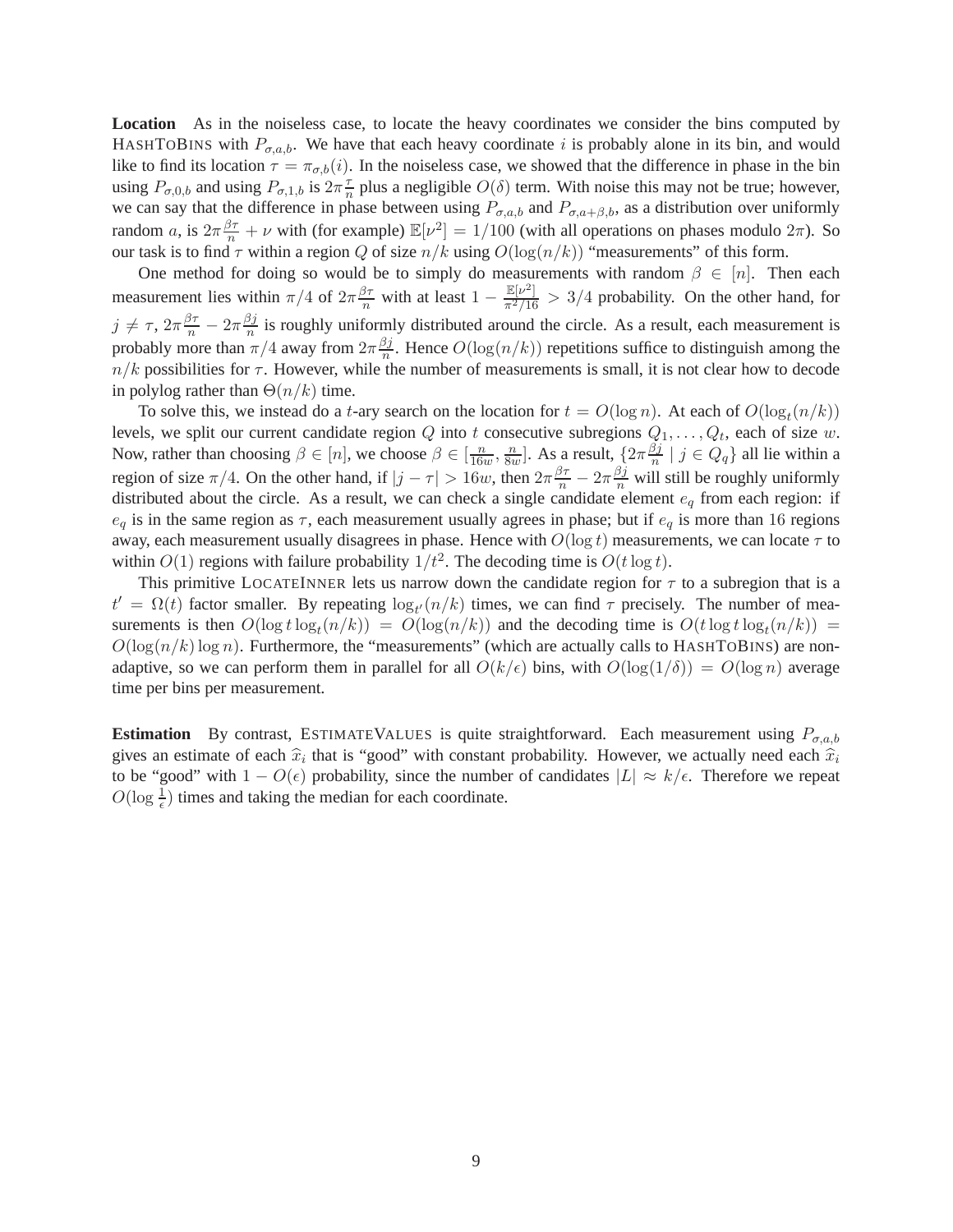**Location** As in the noiseless case, to locate the heavy coordinates we consider the bins computed by HashToBins with $P_{\sigma,a,b}$. We have that each heavy coordinate $i$ is probably alone in its bin, and would like to find its location $\tau = \pi_{\sigma,b}(i)$. In the noiseless case, we showed that the difference in phase in the bin using $P_{\sigma,0,b}$ and using $P_{\sigma,1,b}$ is $2\pi\frac{\tau}{n}$ plus a negligible $O(\delta)$ term. With noise this may not be true; however, we can say that the difference in phase between using $P_{\sigma,a,b}$ and $P_{\sigma,a+\beta,b}$, as a distribution over uniformly random $a$, is $2\pi\frac{\beta\tau}{n} + \nu$ with (for example) $\mathbb{E}[\nu^2] = 1/100$ (with all operations on phases modulo $2\pi$). So our task is to find $\tau$ within a region $Q$ of size $n/k$ using $O(\log(n/k))$ "measurements" of this form.

One method for doing so would be to simply do measurements with random $\beta \in [n]$. Then each measurement lies within $\pi/4$ of $2\pi\frac{\beta\tau}{n}$ with at least $1 - \frac{\mathbb{E}[\nu^2]}{\pi^2/16} > 3/4$ probability. On the other hand, for $j \neq \tau$, $2\pi\frac{\beta\tau}{n} - 2\pi\frac{\beta j}{n}$ is roughly uniformly distributed around the circle. As a result, each measurement is probably more than $\pi/4$ away from $2\pi\frac{\beta j}{n}$. Hence $O(\log(n/k))$ repetitions suffice to distinguish among the $n/k$ possibilities for $\tau$. However, while the number of measurements is small, it is not clear how to decode in polylog rather than $\Theta(n/k)$ time.

To solve this, we instead do a $t$-ary search on the location for $t = O(\log n)$. At each of $O(\log_t(n/k))$ levels, we split our current candidate region $Q$ into $t$ consecutive subregions $Q_1, \ldots, Q_t$, each of size $w$. Now, rather than choosing $\beta \in [n]$, we choose $\beta \in [\frac{n}{16w}, \frac{n}{8w}]$. As a result, $\{2\pi\frac{\beta j}{n} \mid j \in Q_q\}$ all lie within a region of size $\pi/4$. On the other hand, if $|j - \tau| > 16w$, then $2\pi\frac{\beta\tau}{n} - 2\pi\frac{\beta j}{n}$ will still be roughly uniformly distributed about the circle. As a result, we can check a single candidate element $e_q$ from each region: if $e_q$ is in the same region as $\tau$, each measurement usually agrees in phase; but if $e_q$ is more than $16$ regions away, each measurement usually disagrees in phase. Hence with $O(\log t)$ measurements, we can locate $\tau$ to within $O(1)$ regions with failure probability $1/t^2$. The decoding time is $O(t \log t)$.

This primitive LocateInner lets us narrow down the candidate region for $\tau$ to a subregion that is a $t' = \Omega(t)$ factor smaller. By repeating $\log_{t'}(n/k)$ times, we can find $\tau$ precisely. The number of measurements is then $O(\log t \log_t(n/k)) = O(\log(n/k))$ and the decoding time is $O(t \log t \log_t(n/k)) = O(\log(n/k)\log n)$. Furthermore, the "measurements" (which are actually calls to HashToBins) are non-adaptive, so we can perform them in parallel for all $O(k/\epsilon)$ bins, with $O(\log(1/\delta)) = O(\log n)$ average time per bins per measurement.

**Estimation** By contrast, EstimateValues is quite straightforward. Each measurement using $P_{\sigma,a,b}$ gives an estimate of each $\widehat{x}_i$ that is "good" with constant probability. However, we actually need each $\widehat{x}_i$ to be "good" with $1 - O(\epsilon)$ probability, since the number of candidates $|L| \approx k/\epsilon$. Therefore we repeat $O(\log \frac{1}{\epsilon})$ times and taking the median for each coordinate.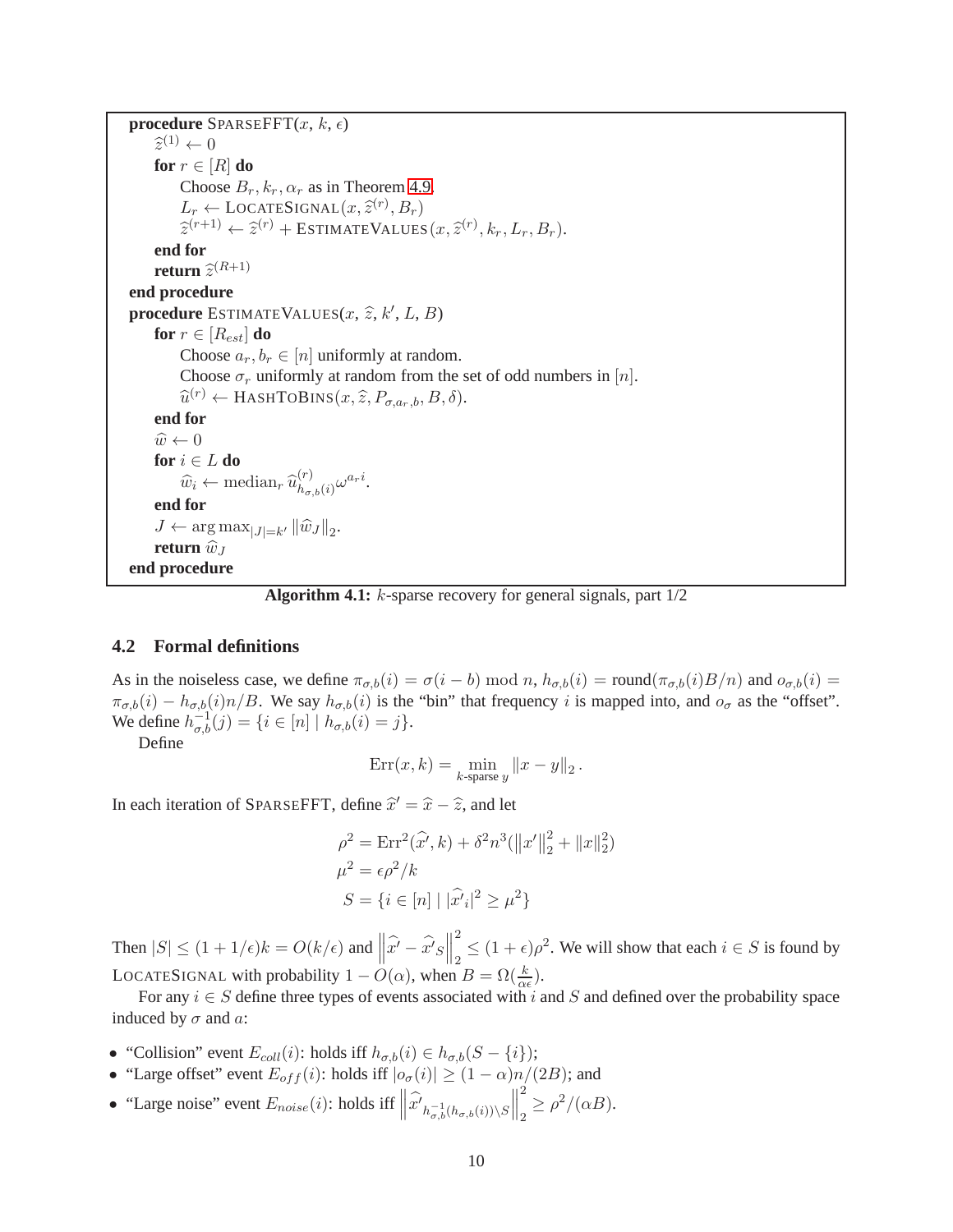```
procedure SPARSEFFT(x, k, ε)
    ẑ^(1) ← 0
    for r ∈ [R] do
        Choose B_r, k_r, α_r as in Theorem 4.9.
        L_r ← LOCATESIGNAL(x, ẑ^(r), B_r)
        ẑ^(r+1) ← ẑ^(r) + ESTIMATEVALUES(x, ẑ^(r), k_r, L_r, B_r).
    end for
    return ẑ^(R+1)
end procedure
procedure ESTIMATEVALUES(x, ẑ, k', L, B)
    for r ∈ [R_est] do
        Choose a_r, b_r ∈ [n] uniformly at random.
        Choose σ_r uniformly at random from the set of odd numbers in [n].
        û^(r) ← HASHTOBINS(x, ẑ, P_{σ,a_r,b}, B, δ).
    end for
    ŵ ← 0
    for i ∈ L do
        ŵ_i ← median_r û^(r)_{h_{σ,b}(i)} ω^{a_r i}.
    end for
    J ← arg max_{|J|=k'} ‖ŵ_J‖_2.
    return ŵ_J
end procedure
```

**Algorithm 4.1:** $k$-sparse recovery for general signals, part 1/2

### 4.2 Formal definitions

As in the noiseless case, we define $\pi_{\sigma,b}(i) = \sigma(i-b) \bmod n$, $h_{\sigma,b}(i) = \text{round}(\pi_{\sigma,b}(i)B/n)$ and $o_{\sigma,b}(i) = \pi_{\sigma,b}(i) - h_{\sigma,b}(i)n/B$. We say $h_{\sigma,b}(i)$ is the "bin" that frequency $i$ is mapped into, and $o_\sigma$ as the "offset". We define $h^{-1}_{\sigma,b}(j) = \{i \in [n] \mid h_{\sigma,b}(i) = j\}$.

Define

$$\text{Err}(x,k) = \min_{k\text{-sparse } y} \|x - y\|_2 .$$

In each iteration of SPARSEFFT, define $\widehat{x}' = \widehat{x} - \widehat{z}$, and let

$$\rho^2 = \text{Err}^2(\widehat{x}', k) + \delta^2 n^3 (\|x'\|_2^2 + \|x\|_2^2)$$
$$\mu^2 = \epsilon\rho^2/k$$
$$S = \{i \in [n] \mid |\widehat{x}'_i|^2 \geq \mu^2\}$$

Then $|S| \leq (1+1/\epsilon)k = O(k/\epsilon)$ and $\left\|\widehat{x}' - \widehat{x}'_S\right\|_2^2 \leq (1+\epsilon)\rho^2$. We will show that each $i \in S$ is found by LOCATESIGNAL with probability $1 - O(\alpha)$, when $B = \Omega(\frac{k}{\alpha\epsilon})$.

For any $i \in S$ define three types of events associated with $i$ and $S$ and defined over the probability space induced by $\sigma$ and $a$:

- "Collision" event $E_{coll}(i)$: holds iff $h_{\sigma,b}(i) \in h_{\sigma,b}(S - \{i\})$;
- "Large offset" event $E_{off}(i)$: holds iff $|o_\sigma(i)| \geq (1-\alpha)n/(2B)$; and
- "Large noise" event $E_{noise}(i)$: holds iff $\left\|\widehat{x}'_{h^{-1}_{\sigma,b}(h_{\sigma,b}(i)) \setminus S}\right\|_2^2 \geq \rho^2/(\alpha B)$.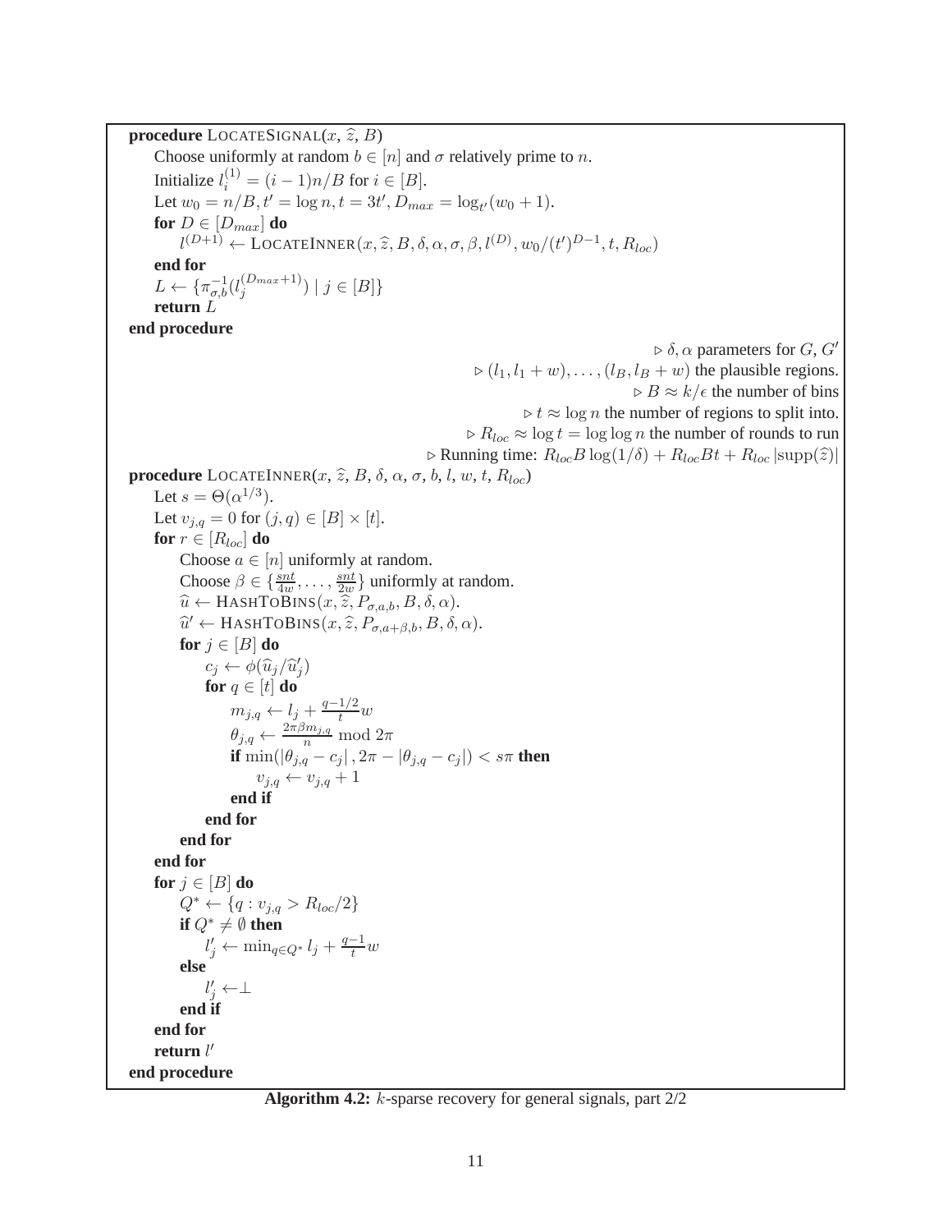```
procedure LocateSignal(x, ẑ, B)
    Choose uniformly at random b ∈ [n] and σ relatively prime to n.
    Initialize l_i^(1) = (i − 1)n/B for i ∈ [B].
    Let w_0 = n/B, t' = log n, t = 3t', D_max = log_{t'}(w_0 + 1).
    for D ∈ [D_max] do
        l^(D+1) ← LocateInner(x, ẑ, B, δ, α, σ, β, l^(D), w_0/(t')^(D−1), t, R_loc)
    end for
    L ← {π_{σ,b}^{−1}(l_j^(D_max+1)) | j ∈ [B]}
    return L
end procedure
                                        ▷ δ, α parameters for G, G'
                        ▷ (l_1, l_1 + w), ..., (l_B, l_B + w) the plausible regions.
                                        ▷ B ≈ k/ε the number of bins
                                ▷ t ≈ log n the number of regions to split into.
                        ▷ R_loc ≈ log t = log log n the number of rounds to run
                ▷ Running time: R_loc B log(1/δ) + R_loc B t + R_loc |supp(ẑ)|
procedure LocateInner(x, ẑ, B, δ, α, σ, b, l, w, t, R_loc)
    Let s = Θ(α^(1/3)).
    Let v_{j,q} = 0 for (j, q) ∈ [B] × [t].
    for r ∈ [R_loc] do
        Choose a ∈ [n] uniformly at random.
        Choose β ∈ {snt/(4w), ..., snt/(2w)} uniformly at random.
        û ← HashToBins(x, ẑ, P_{σ,a,b}, B, δ, α).
        û' ← HashToBins(x, ẑ, P_{σ,a+β,b}, B, δ, α).
        for j ∈ [B] do
            c_j ← φ(û_j / û'_j)
            for q ∈ [t] do
                m_{j,q} ← l_j + ((q − 1/2)/t) w
                θ_{j,q} ← (2πβ m_{j,q})/n mod 2π
                if min(|θ_{j,q} − c_j|, 2π − |θ_{j,q} − c_j|) < sπ then
                    v_{j,q} ← v_{j,q} + 1
                end if
            end for
        end for
    end for
    for j ∈ [B] do
        Q* ← {q : v_{j,q} > R_loc/2}
        if Q* ≠ ∅ then
            l'_j ← min_{q∈Q*} l_j + ((q − 1)/t) w
        else
            l'_j ← ⊥
        end if
    end for
    return l'
end procedure
```

**Algorithm 4.2:** $k$-sparse recovery for general signals, part 2/2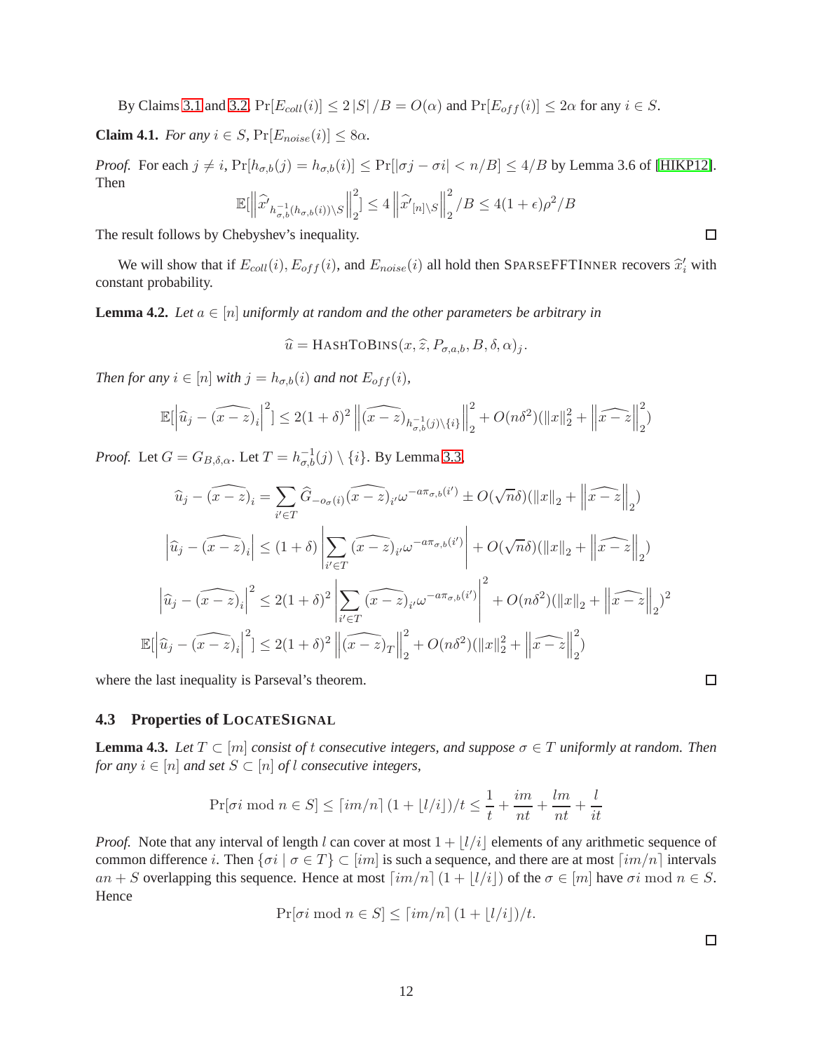By Claims 3.1 and 3.2, $\Pr[E_{coll}(i)] \le 2|S|/B = O(\alpha)$ and $\Pr[E_{off}(i)] \le 2\alpha$ for any $i \in S$.

**Claim 4.1.** *For any $i \in S$, $\Pr[E_{noise}(i)] \le 8\alpha$.*

*Proof.* For each $j \neq i$, $\Pr[h_{\sigma,b}(j) = h_{\sigma,b}(i)] \le \Pr[|\sigma j - \sigma i| < n/B] \le 4/B$ by Lemma 3.6 of [HIKP12]. Then

$$\mathbb{E}[\left\|\widehat{x}'_{h^{-1}_{\sigma,b}(h_{\sigma,b}(i)) \setminus S}\right\|_2^2] \le 4\left\|\widehat{x}'_{[n]\setminus S}\right\|_2^2 / B \le 4(1+\epsilon)\rho^2/B$$

The result follows by Chebyshev's inequality. □

We will show that if $E_{coll}(i)$, $E_{off}(i)$, and $E_{noise}(i)$ all hold then SparseFFTInner recovers $\widehat{x}'_i$ with constant probability.

**Lemma 4.2.** *Let $a \in [n]$ uniformly at random and the other parameters be arbitrary in*

$$\widehat{u} = \text{HashToBins}(x, \widehat{z}, P_{\sigma,a,b}, B, \delta, \alpha)_j.$$

*Then for any $i \in [n]$ with $j = h_{\sigma,b}(i)$ and not $E_{off}(i)$,*

$$\mathbb{E}[\left|\widehat{u}_j - \widehat{(x-z)}_i\right|^2] \le 2(1+\delta)^2 \left\|\widehat{(x-z)}_{h^{-1}_{\sigma,b}(j)\setminus\{i\}}\right\|_2^2 + O(n\delta^2)(\|x\|_2^2 + \left\|\widehat{x-z}\right\|_2^2)$$

*Proof.* Let $G = G_{B,\delta,\alpha}$. Let $T = h^{-1}_{\sigma,b}(j) \setminus \{i\}$. By Lemma 3.3,

$$\widehat{u}_j - \widehat{(x-z)}_i = \sum_{i' \in T} \widehat{G}_{-o_\sigma(i)} \widehat{(x-z)}_{i'} \omega^{-a\pi_{\sigma,b}(i')} \pm O(\sqrt{n}\delta)(\|x\|_2 + \left\|\widehat{x-z}\right\|_2)$$

$$\left|\widehat{u}_j - \widehat{(x-z)}_i\right| \le (1+\delta)\left|\sum_{i' \in T} \widehat{(x-z)}_{i'} \omega^{-a\pi_{\sigma,b}(i')}\right| + O(\sqrt{n}\delta)(\|x\|_2 + \left\|\widehat{x-z}\right\|_2)$$

$$\left|\widehat{u}_j - \widehat{(x-z)}_i\right|^2 \le 2(1+\delta)^2\left|\sum_{i' \in T} \widehat{(x-z)}_{i'} \omega^{-a\pi_{\sigma,b}(i')}\right|^2 + O(n\delta^2)(\|x\|_2 + \left\|\widehat{x-z}\right\|_2)^2$$

$$\mathbb{E}[\left|\widehat{u}_j - \widehat{(x-z)}_i\right|^2] \le 2(1+\delta)^2 \left\|\widehat{(x-z)}_T\right\|_2^2 + O(n\delta^2)(\|x\|_2^2 + \left\|\widehat{x-z}\right\|_2^2)$$

where the last inequality is Parseval's theorem. □

## 4.3 Properties of LocateSignal

**Lemma 4.3.** *Let $T \subset [m]$ consist of $t$ consecutive integers, and suppose $\sigma \in T$ uniformly at random. Then for any $i \in [n]$ and set $S \subset [n]$ of $l$ consecutive integers,*

$$\Pr[\sigma i \bmod n \in S] \le \lceil im/n \rceil (1 + \lfloor l/i \rfloor)/t \le \frac{1}{t} + \frac{im}{nt} + \frac{lm}{nt} + \frac{l}{it}$$

*Proof.* Note that any interval of length $l$ can cover at most $1 + \lfloor l/i \rfloor$ elements of any arithmetic sequence of common difference $i$. Then $\{\sigma i \mid \sigma \in T\} \subset [im]$ is such a sequence, and there are at most $\lceil im/n \rceil$ intervals $an + S$ overlapping this sequence. Hence at most $\lceil im/n \rceil (1 + \lfloor l/i \rfloor)$ of the $\sigma \in [m]$ have $\sigma i \bmod n \in S$. Hence

$$\Pr[\sigma i \bmod n \in S] \le \lceil im/n \rceil (1 + \lfloor l/i \rfloor)/t.$$

□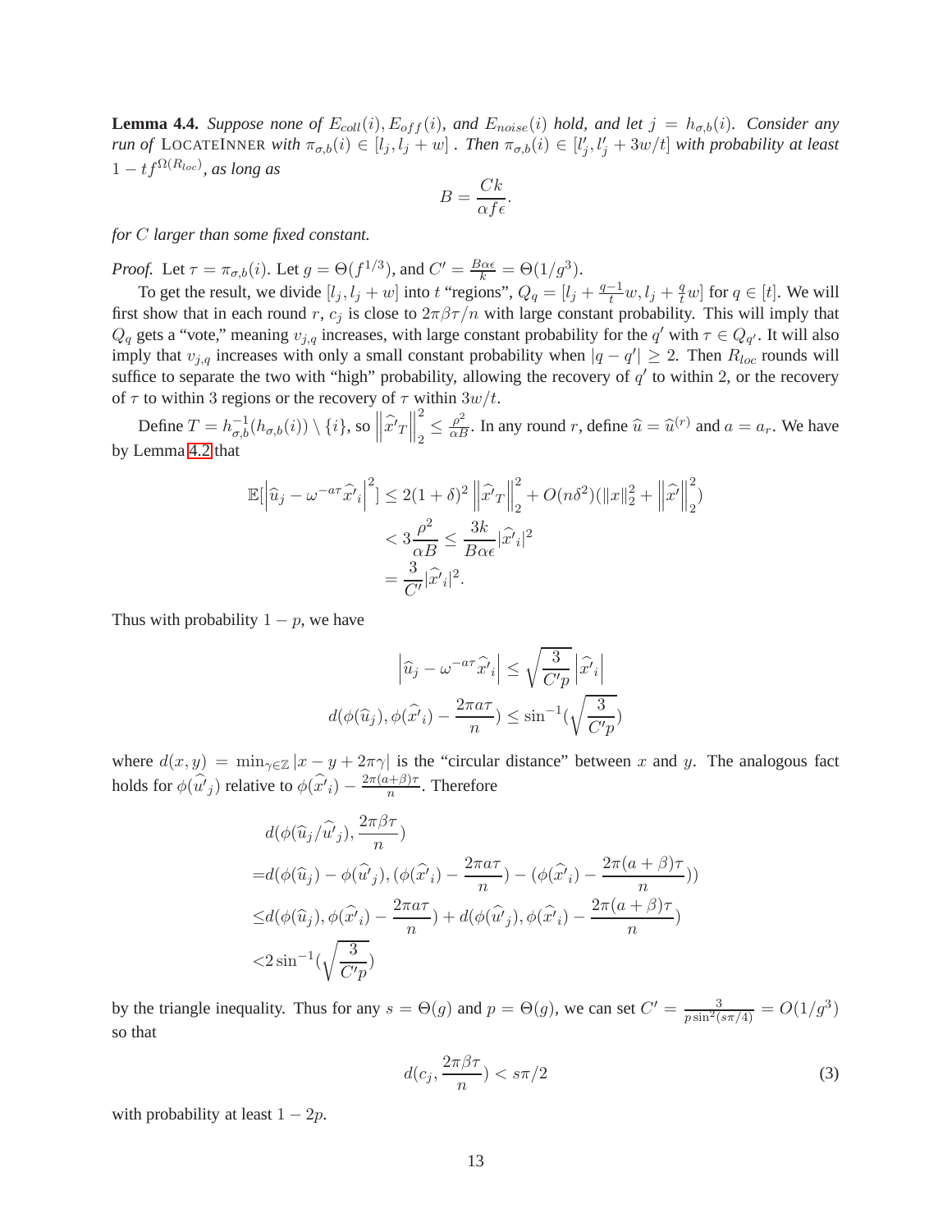**Lemma 4.4.** *Suppose none of $E_{coll}(i), E_{off}(i)$, and $E_{noise}(i)$ hold, and let $j = h_{\sigma,b}(i)$. Consider any run of* LOCATEINNER *with $\pi_{\sigma,b}(i) \in [l_j, l_j + w]$ . Then $\pi_{\sigma,b}(i) \in [l'_j, l'_j + 3w/t]$ with probability at least $1 - tf^{\Omega(R_{loc})}$, as long as*

$$B = \frac{Ck}{\alpha f \epsilon}.$$

*for $C$ larger than some fixed constant.*

*Proof.* Let $\tau = \pi_{\sigma,b}(i)$. Let $g = \Theta(f^{1/3})$, and $C' = \frac{B\alpha\epsilon}{k} = \Theta(1/g^3)$.

To get the result, we divide $[l_j, l_j + w]$ into $t$ "regions", $Q_q = [l_j + \frac{q-1}{t}w, l_j + \frac{q}{t}w]$ for $q \in [t]$. We will first show that in each round $r$, $c_j$ is close to $2\pi\beta\tau/n$ with large constant probability. This will imply that $Q_q$ gets a "vote," meaning $v_{j,q}$ increases, with large constant probability for the $q'$ with $\tau \in Q_{q'}$. It will also imply that $v_{j,q}$ increases with only a small constant probability when $|q - q'| \geq 2$. Then $R_{loc}$ rounds will suffice to separate the two with "high" probability, allowing the recovery of $q'$ to within 2, or the recovery of $\tau$ to within 3 regions or the recovery of $\tau$ within $3w/t$.

Define $T = h^{-1}_{\sigma,b}(h_{\sigma,b}(i)) \setminus \{i\}$, so $\left\|\widehat{x'}_T\right\|_2^2 \leq \frac{\rho^2}{\alpha B}$. In any round $r$, define $\widehat{u} = \widehat{u}^{(r)}$ and $a = a_r$. We have by Lemma 4.2 that

$$\begin{aligned}
\mathbb{E}[\left|\widehat{u}_j - \omega^{-a\tau}\widehat{x'}_i\right|^2] &\leq 2(1+\delta)^2 \left\|\widehat{x'}_T\right\|_2^2 + O(n\delta^2)(\|x\|_2^2 + \left\|\widehat{x'}\right\|_2^2) \\
&< 3\frac{\rho^2}{\alpha B} \leq \frac{3k}{B\alpha\epsilon}|\widehat{x'}_i|^2 \\
&= \frac{3}{C'}|\widehat{x'}_i|^2.
\end{aligned}$$

Thus with probability $1 - p$, we have

$$\begin{aligned}
\left|\widehat{u}_j - \omega^{-a\tau}\widehat{x'}_i\right| &\leq \sqrt{\frac{3}{C'p}}\left|\widehat{x'}_i\right| \\
d(\phi(\widehat{u}_j), \phi(\widehat{x'}_i) - \frac{2\pi a\tau}{n}) &\leq \sin^{-1}(\sqrt{\frac{3}{C'p}})
\end{aligned}$$

where $d(x, y) = \min_{\gamma \in \mathbb{Z}} |x - y + 2\pi\gamma|$ is the "circular distance" between $x$ and $y$. The analogous fact holds for $\phi(\widehat{u'}_j)$ relative to $\phi(\widehat{x'}_i) - \frac{2\pi(a+\beta)\tau}{n}$. Therefore

$$\begin{aligned}
&d(\phi(\widehat{u}_j/\widehat{u'}_j), \frac{2\pi\beta\tau}{n}) \\
=&d(\phi(\widehat{u}_j) - \phi(\widehat{u'}_j), (\phi(\widehat{x'}_i) - \frac{2\pi a\tau}{n}) - (\phi(\widehat{x'}_i) - \frac{2\pi(a+\beta)\tau}{n})) \\
\leq&d(\phi(\widehat{u}_j), \phi(\widehat{x'}_i) - \frac{2\pi a\tau}{n}) + d(\phi(\widehat{u'}_j), \phi(\widehat{x'}_i) - \frac{2\pi(a+\beta)\tau}{n}) \\
<&2\sin^{-1}(\sqrt{\frac{3}{C'p}})
\end{aligned}$$

by the triangle inequality. Thus for any $s = \Theta(g)$ and $p = \Theta(g)$, we can set $C' = \frac{3}{p\sin^2(s\pi/4)} = O(1/g^3)$ so that

$$d(c_j, \frac{2\pi\beta\tau}{n}) < s\pi/2 \tag{3}$$

with probability at least $1 - 2p$.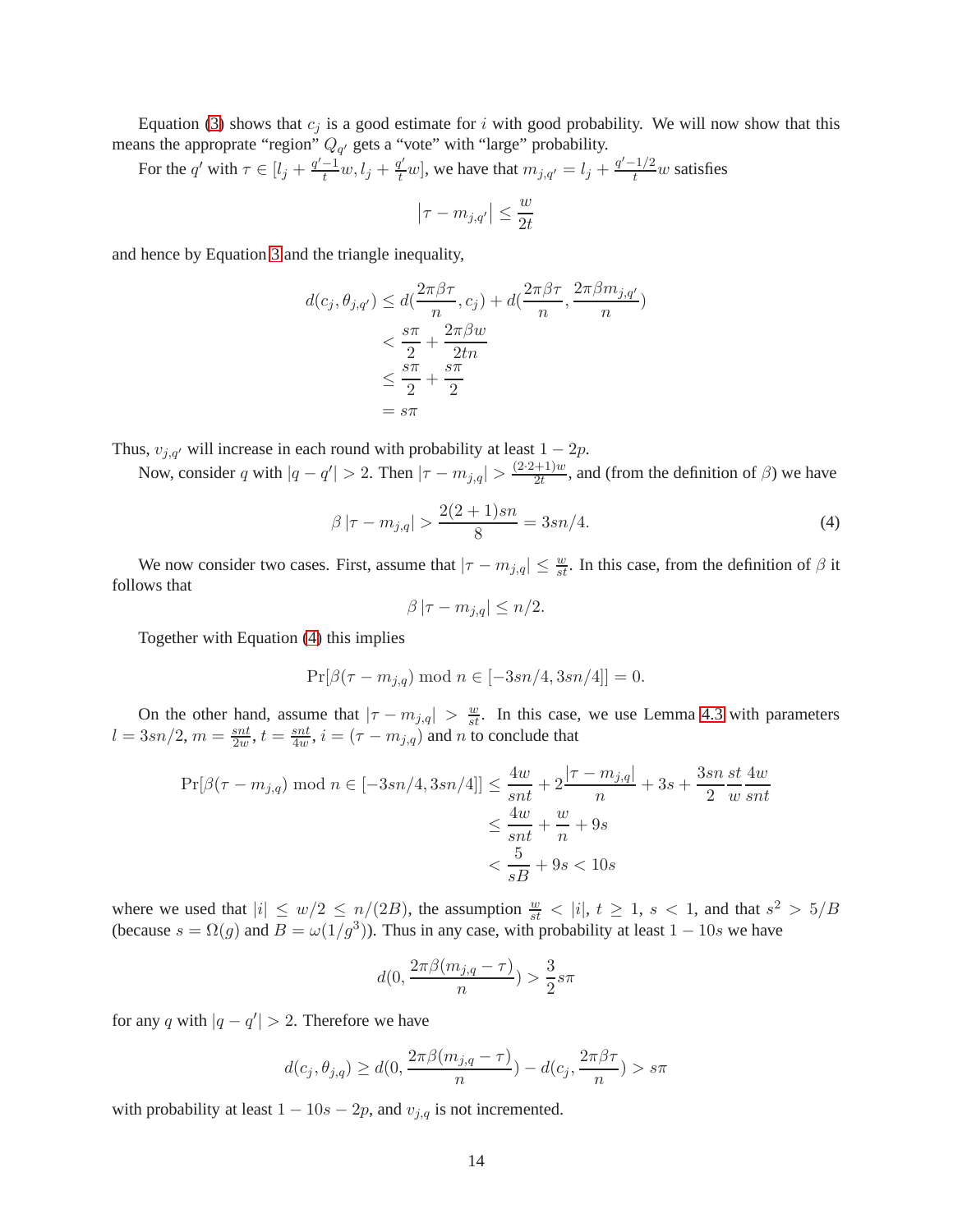Equation (3) shows that $c_j$ is a good estimate for $i$ with good probability. We will now show that this means the appropriate "region" $Q_{q'}$ gets a "vote" with "large" probability.

For the $q'$ with $\tau \in [l_j + \frac{q'-1}{t}w, l_j + \frac{q'}{t}w]$, we have that $m_{j,q'} = l_j + \frac{q'-1/2}{t}w$ satisfies

$$\left|\tau - m_{j,q'}\right| \leq \frac{w}{2t}$$

and hence by Equation 3 and the triangle inequality,

$$\begin{aligned}
d(c_j, \theta_{j,q'}) &\leq d(\frac{2\pi\beta\tau}{n}, c_j) + d(\frac{2\pi\beta\tau}{n}, \frac{2\pi\beta m_{j,q'}}{n}) \\
&< \frac{s\pi}{2} + \frac{2\pi\beta w}{2tn} \\
&\leq \frac{s\pi}{2} + \frac{s\pi}{2} \\
&= s\pi
\end{aligned}$$

Thus, $v_{j,q'}$ will increase in each round with probability at least $1 - 2p$.

Now, consider $q$ with $|q - q'| > 2$. Then $|\tau - m_{j,q}| > \frac{(2\cdot 2+1)w}{2t}$, and (from the definition of $\beta$) we have

$$\beta\left|\tau - m_{j,q}\right| > \frac{2(2+1)sn}{8} = 3sn/4. \tag{4}$$

We now consider two cases. First, assume that $|\tau - m_{j,q}| \leq \frac{w}{st}$. In this case, from the definition of $\beta$ it follows that

$$\beta\left|\tau - m_{j,q}\right| \leq n/2.$$

Together with Equation (4) this implies

$$\Pr[\beta(\tau - m_{j,q}) \bmod n \in [-3sn/4, 3sn/4]] = 0.$$

On the other hand, assume that $|\tau - m_{j,q}| > \frac{w}{st}$. In this case, we use Lemma 4.3 with parameters $l = 3sn/2$, $m = \frac{snt}{2w}$, $t = \frac{snt}{4w}$, $i = (\tau - m_{j,q})$ and $n$ to conclude that

$$\begin{aligned}
\Pr[\beta(\tau - m_{j,q}) \bmod n \in [-3sn/4, 3sn/4]] &\leq \frac{4w}{snt} + 2\frac{\left|\tau - m_{j,q}\right|}{n} + 3s + \frac{3sn}{2}\frac{st}{w}\frac{4w}{snt} \\
&\leq \frac{4w}{snt} + \frac{w}{n} + 9s \\
&< \frac{5}{sB} + 9s < 10s
\end{aligned}$$

where we used that $|i| \leq w/2 \leq n/(2B)$, the assumption $\frac{w}{st} < |i|$, $t \geq 1$, $s < 1$, and that $s^2 > 5/B$ (because $s = \Omega(g)$ and $B = \omega(1/g^3)$). Thus in any case, with probability at least $1 - 10s$ we have

$$d(0, \frac{2\pi\beta(m_{j,q} - \tau)}{n}) > \frac{3}{2}s\pi$$

for any $q$ with $|q - q'| > 2$. Therefore we have

$$d(c_j, \theta_{j,q}) \geq d(0, \frac{2\pi\beta(m_{j,q} - \tau)}{n}) - d(c_j, \frac{2\pi\beta\tau}{n}) > s\pi$$

with probability at least $1 - 10s - 2p$, and $v_{j,q}$ is not incremented.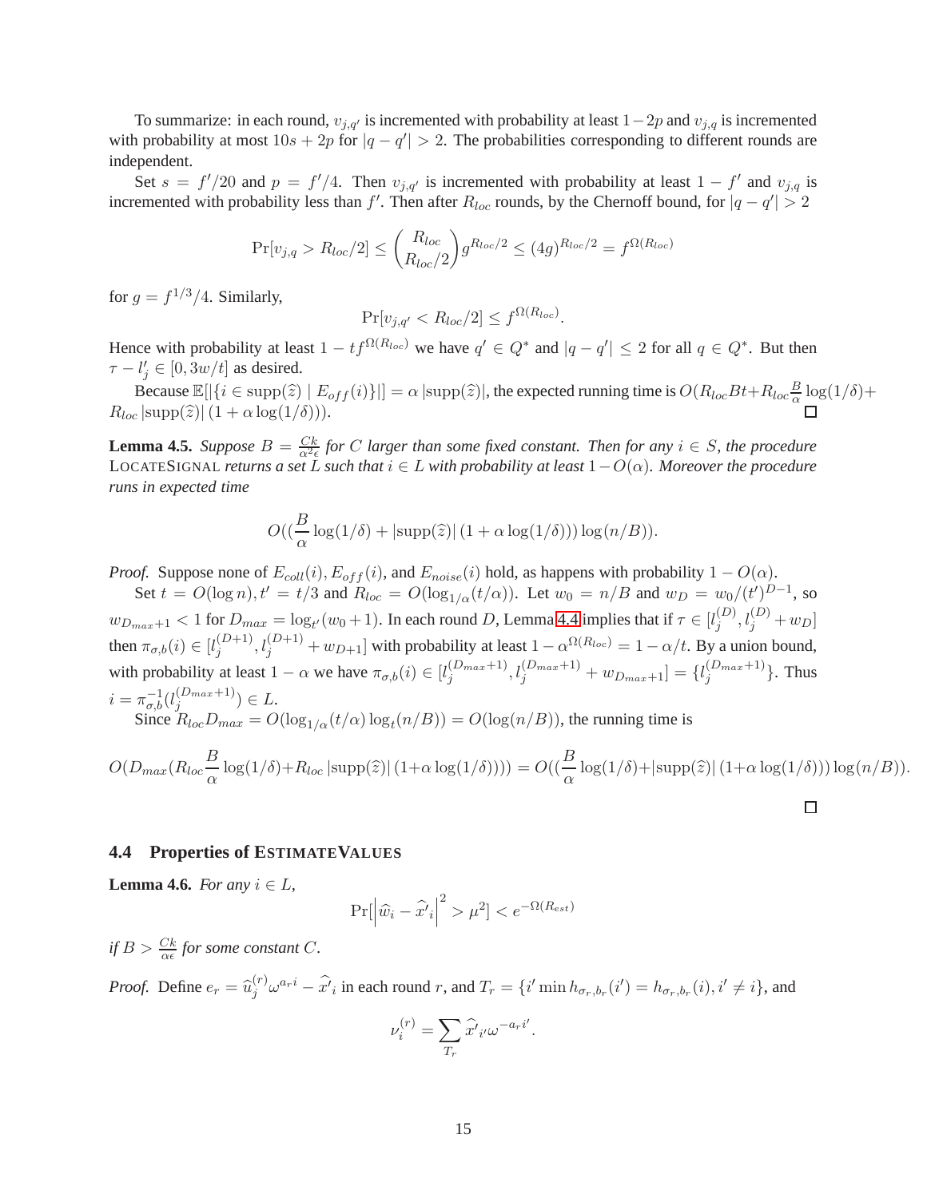To summarize: in each round, $v_{j,q'}$ is incremented with probability at least $1-2p$ and $v_{j,q}$ is incremented with probability at most $10s+2p$ for $|q-q'|>2$. The probabilities corresponding to different rounds are independent.

Set $s=f'/20$ and $p=f'/4$. Then $v_{j,q'}$ is incremented with probability at least $1-f'$ and $v_{j,q}$ is incremented with probability less than $f'$. Then after $R_{loc}$ rounds, by the Chernoff bound, for $|q-q'|>2$

$$\Pr[v_{j,q} > R_{loc}/2] \leq \binom{R_{loc}}{R_{loc}/2} g^{R_{loc}/2} \leq (4g)^{R_{loc}/2} = f^{\Omega(R_{loc})}$$

for $g = f^{1/3}/4$. Similarly,

$$\Pr[v_{j,q'} < R_{loc}/2] \leq f^{\Omega(R_{loc})}.$$

Hence with probability at least $1 - tf^{\Omega(R_{loc})}$ we have $q' \in Q^*$ and $|q-q'| \leq 2$ for all $q \in Q^*$. But then $\tau - l'_j \in [0, 3w/t]$ as desired.

Because $\mathbb{E}[|\{i \in \text{supp}(\widehat{z}) \mid E_{off}(i)\}|] = \alpha \,|\text{supp}(\widehat{z})|$, the expected running time is $O(R_{loc}Bt + R_{loc}\frac{B}{\alpha}\log(1/\delta) + R_{loc}\,|\text{supp}(\widehat{z})|\,(1+\alpha\log(1/\delta)))$. $\square$

**Lemma 4.5.** *Suppose $B = \frac{Ck}{\alpha^2\epsilon}$ for $C$ larger than some fixed constant. Then for any $i \in S$, the procedure* LOCATESIGNAL *returns a set $L$ such that $i \in L$ with probability at least $1 - O(\alpha)$. Moreover the procedure runs in expected time*

$$O((\frac{B}{\alpha}\log(1/\delta) + |\text{supp}(\widehat{z})|\,(1+\alpha\log(1/\delta)))\log(n/B)).$$

*Proof.* Suppose none of $E_{coll}(i)$, $E_{off}(i)$, and $E_{noise}(i)$ hold, as happens with probability $1-O(\alpha)$.

Set $t = O(\log n)$, $t' = t/3$ and $R_{loc} = O(\log_{1/\alpha}(t/\alpha))$. Let $w_0 = n/B$ and $w_D = w_0/(t')^{D-1}$, so $w_{D_{max}+1} < 1$ for $D_{max} = \log_{t'}(w_0+1)$. In each round $D$, Lemma 4.4 implies that if $\tau \in [l_j^{(D)}, l_j^{(D)} + w_D]$ then $\pi_{\sigma,b}(i) \in [l_j^{(D+1)}, l_j^{(D+1)} + w_{D+1}]$ with probability at least $1 - \alpha^{\Omega(R_{loc})} = 1 - \alpha/t$. By a union bound, with probability at least $1-\alpha$ we have $\pi_{\sigma,b}(i) \in [l_j^{(D_{max}+1)}, l_j^{(D_{max}+1)} + w_{D_{max}+1}] = \{l_j^{(D_{max}+1)}\}$. Thus $i = \pi_{\sigma,b}^{-1}(l_j^{(D_{max}+1)}) \in L$.

Since $R_{loc}D_{max} = O(\log_{1/\alpha}(t/\alpha)\log_t(n/B)) = O(\log(n/B))$, the running time is

$$O(D_{max}(R_{loc}\frac{B}{\alpha}\log(1/\delta) + R_{loc}\,|\text{supp}(\widehat{z})|\,(1+\alpha\log(1/\delta)))) = O((\frac{B}{\alpha}\log(1/\delta) + |\text{supp}(\widehat{z})|\,(1+\alpha\log(1/\delta)))\log(n/B)).$$

$\square$

### 4.4 Properties of ESTIMATEVALUES

**Lemma 4.6.** *For any $i \in L$,*

$$\Pr[\left|\widehat{w}_i - \widehat{x'}_i\right|^2 > \mu^2] < e^{-\Omega(R_{est})}$$

*if $B > \frac{Ck}{\alpha\epsilon}$ for some constant $C$.*

*Proof.* Define $e_r = \widehat{u}_j^{(r)}\omega^{a_r i} - \widehat{x'}_i$ in each round $r$, and $T_r = \{i' \min h_{\sigma_r,b_r}(i') = h_{\sigma_r,b_r}(i), i' \neq i\}$, and

$$\nu_i^{(r)} = \sum_{T_r} \widehat{x'}_{i'}\omega^{-a_r i'}.$$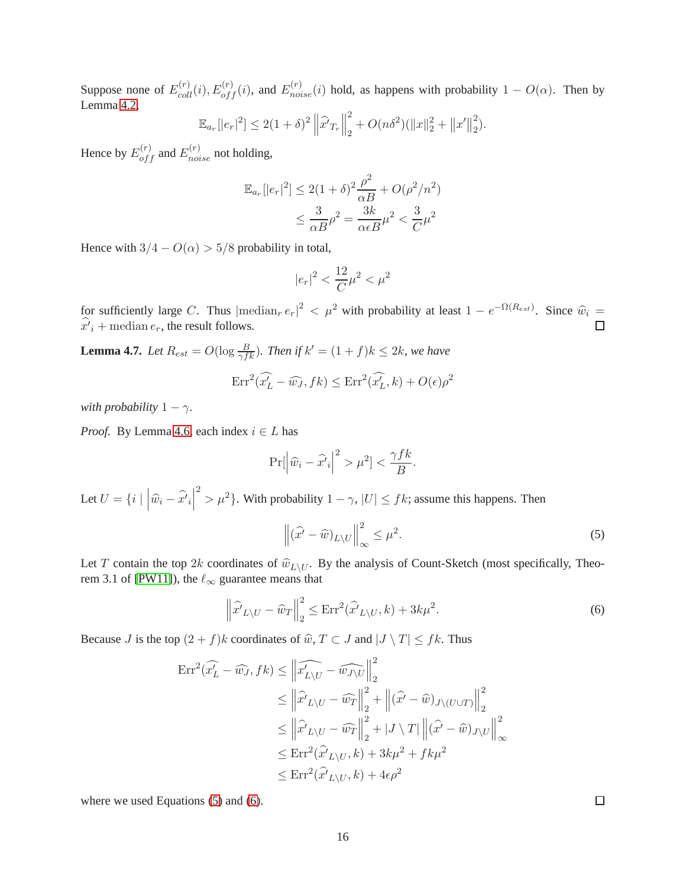Suppose none of $E^{(r)}_{coll}(i), E^{(r)}_{off}(i)$, and $E^{(r)}_{noise}(i)$ hold, as happens with probability $1 - O(\alpha)$. Then by Lemma 4.2,

$$\mathbb{E}_{a_r}[|e_r|^2] \le 2(1+\delta)^2 \left\| \widehat{x'}_{T_r} \right\|_2^2 + O(n\delta^2)(\|x\|_2^2 + \|x'\|_2^2).$$

Hence by $E^{(r)}_{off}$ and $E^{(r)}_{noise}$ not holding,

$$\begin{aligned}\mathbb{E}_{a_r}[|e_r|^2] &\le 2(1+\delta)^2 \frac{\rho^2}{\alpha B} + O(\rho^2/n^2) \\ &\le \frac{3}{\alpha B}\rho^2 = \frac{3k}{\alpha \epsilon B}\mu^2 < \frac{3}{C}\mu^2\end{aligned}$$

Hence with $3/4 - O(\alpha) > 5/8$ probability in total,

$$|e_r|^2 < \frac{12}{C}\mu^2 < \mu^2$$

for sufficiently large $C$. Thus $|\text{median}_r\, e_r|^2 < \mu^2$ with probability at least $1 - e^{-\Omega(R_{est})}$. Since $\widehat{w}_i = \widehat{x'}_i + \text{median}\, e_r$, the result follows. $\square$

**Lemma 4.7.** *Let $R_{est} = O(\log \frac{B}{\gamma f k})$. Then if $k' = (1+f)k \le 2k$, we have*

$$\text{Err}^2(\widehat{x'_L} - \widehat{w_J}, fk) \le \text{Err}^2(\widehat{x'_L}, k) + O(\epsilon)\rho^2$$

*with probability $1 - \gamma$.*

*Proof.* By Lemma 4.6, each index $i \in L$ has

$$\Pr[\left|\widehat{w}_i - \widehat{x'}_i\right|^2 > \mu^2] < \frac{\gamma f k}{B}.$$

Let $U = \{i \mid \left|\widehat{w}_i - \widehat{x'}_i\right|^2 > \mu^2\}$. With probability $1 - \gamma$, $|U| \le fk$; assume this happens. Then

$$\left\|(\widehat{x'} - \widehat{w})_{L \setminus U}\right\|_\infty^2 \le \mu^2. \tag{5}$$

Let $T$ contain the top $2k$ coordinates of $\widehat{w}_{L \setminus U}$. By the analysis of Count-Sketch (most specifically, Theorem 3.1 of [PW11]), the $\ell_\infty$ guarantee means that

$$\left\|\widehat{x'}_{L \setminus U} - \widehat{w}_T\right\|_2^2 \le \text{Err}^2(\widehat{x'}_{L \setminus U}, k) + 3k\mu^2. \tag{6}$$

Because $J$ is the top $(2+f)k$ coordinates of $\widehat{w}$, $T \subset J$ and $|J \setminus T| \le fk$. Thus

$$\begin{aligned}\text{Err}^2(\widehat{x'_L} - \widehat{w_J}, fk) &\le \left\|\widehat{x'_{L \setminus U}} - \widehat{w_{J \setminus U}}\right\|_2^2 \\ &\le \left\|\widehat{x'}_{L \setminus U} - \widehat{w_T}\right\|_2^2 + \left\|(\widehat{x'} - \widehat{w})_{J \setminus (U \cup T)}\right\|_2^2 \\ &\le \left\|\widehat{x'}_{L \setminus U} - \widehat{w_T}\right\|_2^2 + |J \setminus T| \left\|(\widehat{x'} - \widehat{w})_{J \setminus U}\right\|_\infty^2 \\ &\le \text{Err}^2(\widehat{x'}_{L \setminus U}, k) + 3k\mu^2 + fk\mu^2 \\ &\le \text{Err}^2(\widehat{x'}_{L \setminus U}, k) + 4\epsilon\rho^2\end{aligned}$$

where we used Equations (5) and (6). $\square$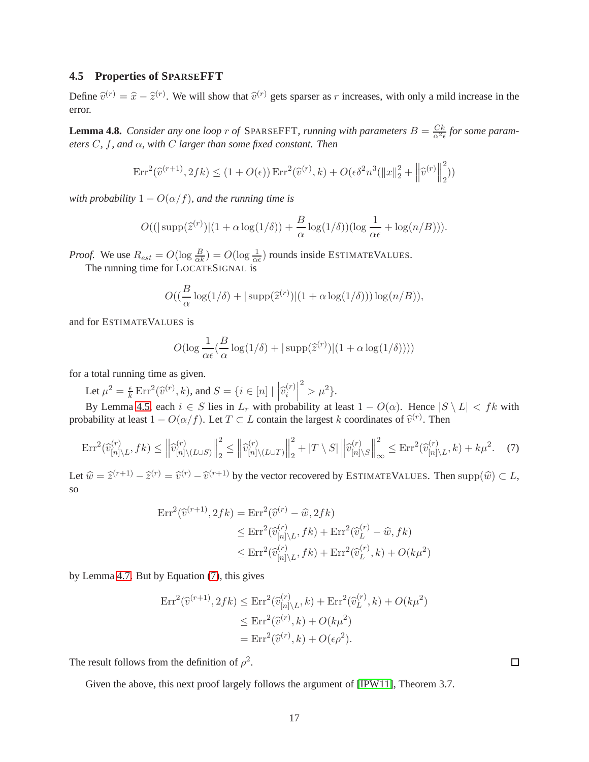### 4.5 Properties of SPARSEFFT

Define $\widehat{v}^{(r)} = \widehat{x} - \widehat{z}^{(r)}$. We will show that $\widehat{v}^{(r)}$ gets sparser as $r$ increases, with only a mild increase in the error.

**Lemma 4.8.** *Consider any one loop $r$ of* SPARSEFFT*, running with parameters $B = \frac{Ck}{\alpha^2 \epsilon}$ for some parameters $C$, $f$, and $\alpha$, with $C$ larger than some fixed constant. Then*

$$\mathrm{Err}^2(\widehat{v}^{(r+1)}, 2fk) \leq (1 + O(\epsilon)) \,\mathrm{Err}^2(\widehat{v}^{(r)}, k) + O(\epsilon \delta^2 n^3 (\|x\|_2^2 + \left\|\widehat{v}^{(r)}\right\|_2^2))$$

*with probability $1 - O(\alpha/f)$, and the running time is*

$$O((|\operatorname{supp}(\widehat{z}^{(r)})|(1 + \alpha \log(1/\delta)) + \frac{B}{\alpha}\log(1/\delta))(\log \frac{1}{\alpha \epsilon} + \log(n/B))).$$

*Proof.* We use $R_{est} = O(\log \frac{B}{\alpha k}) = O(\log \frac{1}{\alpha \epsilon})$ rounds inside ESTIMATEVALUES.

The running time for LOCATESIGNAL is

$$O((\frac{B}{\alpha}\log(1/\delta) + |\operatorname{supp}(\widehat{z}^{(r)})|(1 + \alpha \log(1/\delta)))\log(n/B)),$$

and for ESTIMATEVALUES is

$$O(\log \frac{1}{\alpha \epsilon}(\frac{B}{\alpha}\log(1/\delta) + |\operatorname{supp}(\widehat{z}^{(r)})|(1 + \alpha \log(1/\delta))))$$

for a total running time as given.

Let $\mu^2 = \frac{\epsilon}{k}\mathrm{Err}^2(\widehat{v}^{(r)}, k)$, and $S = \{i \in [n] \mid \left|\widehat{v}_i^{(r)}\right|^2 > \mu^2\}$.

By Lemma 4.5, each $i \in S$ lies in $L_r$ with probability at least $1 - O(\alpha)$. Hence $|S \setminus L| < fk$ with probability at least $1 - O(\alpha/f)$. Let $T \subset L$ contain the largest $k$ coordinates of $\widehat{v}^{(r)}$. Then

$$\mathrm{Err}^2(\widehat{v}^{(r)}_{[n]\setminus L}, fk) \leq \left\|\widehat{v}^{(r)}_{[n]\setminus(L \cup S)}\right\|_2^2 \leq \left\|\widehat{v}^{(r)}_{[n]\setminus(L \cup T)}\right\|_2^2 + |T \setminus S| \left\|\widehat{v}^{(r)}_{[n]\setminus S}\right\|_\infty^2 \leq \mathrm{Err}^2(\widehat{v}^{(r)}_{[n]\setminus L}, k) + k\mu^2. \quad (7)$$

Let $\widehat{w} = \widehat{z}^{(r+1)} - \widehat{z}^{(r)} = \widehat{v}^{(r)} - \widehat{v}^{(r+1)}$ by the vector recovered by ESTIMATEVALUES. Then $\operatorname{supp}(\widehat{w}) \subset L$, so

$$\begin{aligned}
\mathrm{Err}^2(\widehat{v}^{(r+1)}, 2fk) &= \mathrm{Err}^2(\widehat{v}^{(r)} - \widehat{w}, 2fk) \\
&\leq \mathrm{Err}^2(\widehat{v}^{(r)}_{[n]\setminus L}, fk) + \mathrm{Err}^2(\widehat{v}^{(r)}_L - \widehat{w}, fk) \\
&\leq \mathrm{Err}^2(\widehat{v}^{(r)}_{[n]\setminus L}, fk) + \mathrm{Err}^2(\widehat{v}^{(r)}_L, k) + O(k\mu^2)
\end{aligned}$$

by Lemma 4.7. But by Equation (7), this gives

$$\begin{aligned}
\mathrm{Err}^2(\widehat{v}^{(r+1)}, 2fk) &\leq \mathrm{Err}^2(\widehat{v}^{(r)}_{[n]\setminus L}, k) + \mathrm{Err}^2(\widehat{v}^{(r)}_L, k) + O(k\mu^2) \\
&\leq \mathrm{Err}^2(\widehat{v}^{(r)}, k) + O(k\mu^2) \\
&= \mathrm{Err}^2(\widehat{v}^{(r)}, k) + O(\epsilon\rho^2).
\end{aligned}$$

The result follows from the definition of $\rho^2$. $\square$

Given the above, this next proof largely follows the argument of [IPW11], Theorem 3.7.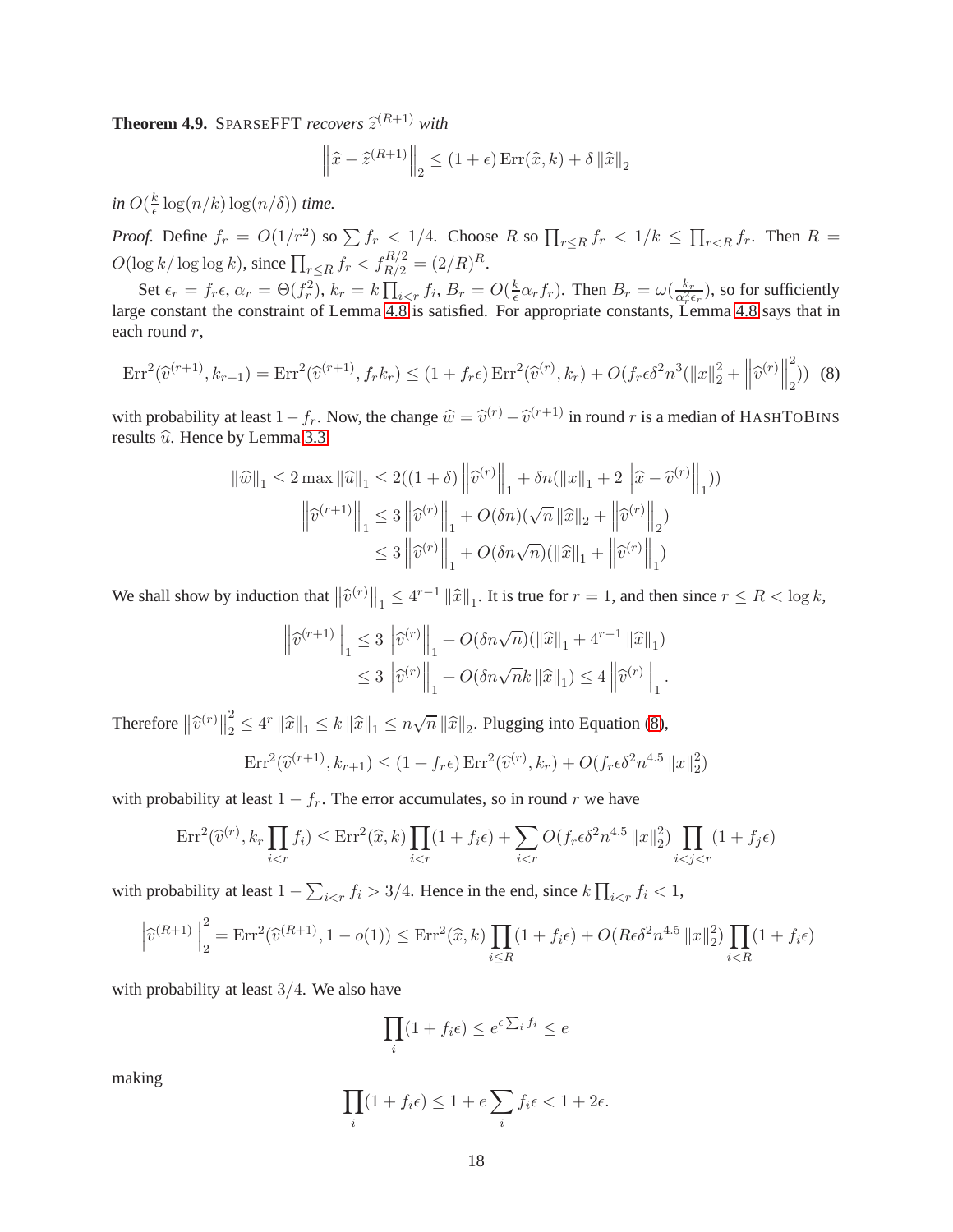**Theorem 4.9.** SPARSEFFT *recovers* $\widehat{z}^{(R+1)}$ *with*

$$\left\|\widehat{x} - \widehat{z}^{(R+1)}\right\|_2 \leq (1+\epsilon)\operatorname{Err}(\widehat{x}, k) + \delta \left\|\widehat{x}\right\|_2$$

*in* $O(\frac{k}{\epsilon}\log(n/k)\log(n/\delta))$ *time.*

*Proof.* Define $f_r = O(1/r^2)$ so $\sum f_r < 1/4$. Choose $R$ so $\prod_{r \leq R} f_r < 1/k \leq \prod_{r<R} f_r$. Then $R = O(\log k / \log\log k)$, since $\prod_{r \leq R} f_r < f_{R/2}^{R/2} = (2/R)^R$.

Set $\epsilon_r = f_r \epsilon$, $\alpha_r = \Theta(f_r^2)$, $k_r = k \prod_{i<r} f_i$, $B_r = O(\frac{k}{\epsilon}\alpha_r f_r)$. Then $B_r = \omega(\frac{k_r}{\alpha_r^2 \epsilon_r})$, so for sufficiently large constant the constraint of Lemma 4.8 is satisfied. For appropriate constants, Lemma 4.8 says that in each round $r$,

$$\operatorname{Err}^2(\widehat{v}^{(r+1)}, k_{r+1}) = \operatorname{Err}^2(\widehat{v}^{(r+1)}, f_r k_r) \leq (1 + f_r \epsilon)\operatorname{Err}^2(\widehat{v}^{(r)}, k_r) + O(f_r \epsilon \delta^2 n^3 (\left\|x\right\|_2^2 + \left\|\widehat{v}^{(r)}\right\|_2^2)) \quad (8)$$

with probability at least $1 - f_r$. Now, the change $\widehat{w} = \widehat{v}^{(r)} - \widehat{v}^{(r+1)}$ in round $r$ is a median of HASHTOBINS results $\widehat{u}$. Hence by Lemma 3.3,

$$\begin{aligned}
\left\|\widehat{w}\right\|_1 \leq 2\max\left\|\widehat{u}\right\|_1 &\leq 2((1+\delta)\left\|\widehat{v}^{(r)}\right\|_1 + \delta n(\left\|x\right\|_1 + 2\left\|\widehat{x} - \widehat{v}^{(r)}\right\|_1)) \\
\left\|\widehat{v}^{(r+1)}\right\|_1 &\leq 3\left\|\widehat{v}^{(r)}\right\|_1 + O(\delta n)(\sqrt{n}\left\|\widehat{x}\right\|_2 + \left\|\widehat{v}^{(r)}\right\|_2) \\
&\leq 3\left\|\widehat{v}^{(r)}\right\|_1 + O(\delta n \sqrt{n})(\left\|\widehat{x}\right\|_1 + \left\|\widehat{v}^{(r)}\right\|_1)
\end{aligned}$$

We shall show by induction that $\left\|\widehat{v}^{(r)}\right\|_1 \leq 4^{r-1}\left\|\widehat{x}\right\|_1$. It is true for $r = 1$, and then since $r \leq R < \log k$,

$$\begin{aligned}
\left\|\widehat{v}^{(r+1)}\right\|_1 &\leq 3\left\|\widehat{v}^{(r)}\right\|_1 + O(\delta n \sqrt{n})(\left\|\widehat{x}\right\|_1 + 4^{r-1}\left\|\widehat{x}\right\|_1) \\
&\leq 3\left\|\widehat{v}^{(r)}\right\|_1 + O(\delta n \sqrt{n} k \left\|\widehat{x}\right\|_1) \leq 4\left\|\widehat{v}^{(r)}\right\|_1.
\end{aligned}$$

Therefore $\left\|\widehat{v}^{(r)}\right\|_2^2 \leq 4^r \left\|\widehat{x}\right\|_1 \leq k\left\|\widehat{x}\right\|_1 \leq n\sqrt{n}\left\|\widehat{x}\right\|_2$. Plugging into Equation (8),

$$\operatorname{Err}^2(\widehat{v}^{(r+1)}, k_{r+1}) \leq (1 + f_r\epsilon)\operatorname{Err}^2(\widehat{v}^{(r)}, k_r) + O(f_r \epsilon \delta^2 n^{4.5}\left\|x\right\|_2^2)$$

with probability at least $1 - f_r$. The error accumulates, so in round $r$ we have

$$\operatorname{Err}^2(\widehat{v}^{(r)}, k_r \prod_{i<r} f_i) \leq \operatorname{Err}^2(\widehat{x}, k)\prod_{i<r}(1 + f_i\epsilon) + \sum_{i<r} O(f_r \epsilon \delta^2 n^{4.5}\left\|x\right\|_2^2)\prod_{i<j<r}(1 + f_j \epsilon)$$

with probability at least $1 - \sum_{i<r} f_i > 3/4$. Hence in the end, since $k\prod_{i<r} f_i < 1$,

$$\left\|\widehat{v}^{(R+1)}\right\|_2^2 = \operatorname{Err}^2(\widehat{v}^{(R+1)}, 1 - o(1)) \leq \operatorname{Err}^2(\widehat{x}, k)\prod_{i \leq R}(1 + f_i\epsilon) + O(R\epsilon\delta^2 n^{4.5}\left\|x\right\|_2^2)\prod_{i<R}(1 + f_i\epsilon)$$

with probability at least $3/4$. We also have

$$\prod_i (1 + f_i \epsilon) \leq e^{\epsilon \sum_i f_i} \leq e$$

making

$$\prod_i (1 + f_i\epsilon) \leq 1 + e\sum_i f_i \epsilon < 1 + 2\epsilon.$$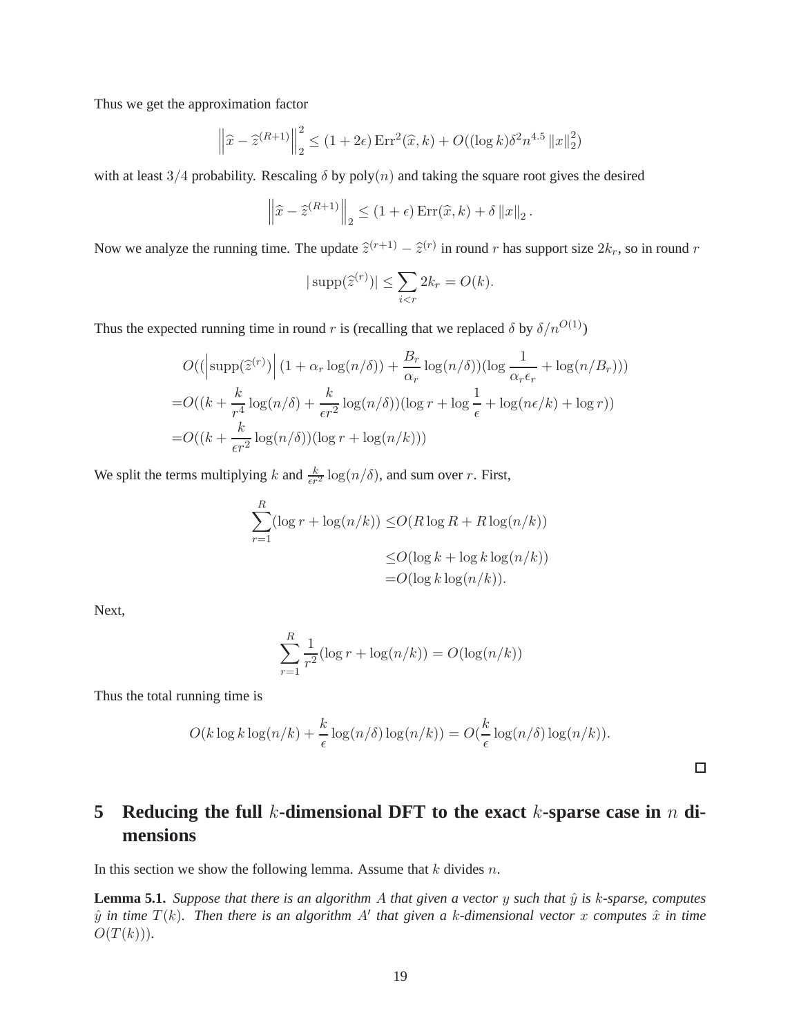Thus we get the approximation factor

$$\left\| \widehat{x} - \widehat{z}^{(R+1)} \right\|_2^2 \leq (1 + 2\epsilon) \operatorname{Err}^2(\widehat{x}, k) + O((\log k)\delta^2 n^{4.5} \|x\|_2^2)$$

with at least $3/4$ probability. Rescaling $\delta$ by $\operatorname{poly}(n)$ and taking the square root gives the desired

$$\left\| \widehat{x} - \widehat{z}^{(R+1)} \right\|_2 \leq (1 + \epsilon) \operatorname{Err}(\widehat{x}, k) + \delta \|x\|_2 .$$

Now we analyze the running time. The update $\widehat{z}^{(r+1)} - \widehat{z}^{(r)}$ in round $r$ has support size $2k_r$, so in round $r$

$$|\operatorname{supp}(\widehat{z}^{(r)})| \leq \sum_{i<r} 2k_r = O(k).$$

Thus the expected running time in round $r$ is (recalling that we replaced $\delta$ by $\delta/n^{O(1)}$)

$$\begin{aligned}
&O(\left|\operatorname{supp}(\widehat{z}^{(r)})\right| (1 + \alpha_r \log(n/\delta)) + \frac{B_r}{\alpha_r} \log(n/\delta))(\log \frac{1}{\alpha_r \epsilon_r} + \log(n/B_r))) \\
=&O((k + \frac{k}{r^4} \log(n/\delta) + \frac{k}{\epsilon r^2} \log(n/\delta))(\log r + \log \frac{1}{\epsilon} + \log(n\epsilon/k) + \log r)) \\
=&O((k + \frac{k}{\epsilon r^2} \log(n/\delta))(\log r + \log(n/k)))
\end{aligned}$$

We split the terms multiplying $k$ and $\frac{k}{\epsilon r^2} \log(n/\delta)$, and sum over $r$. First,

$$\begin{aligned}
\sum_{r=1}^{R} (\log r + \log(n/k)) \leq & O(R \log R + R \log(n/k)) \\
\leq & O(\log k + \log k \log(n/k)) \\
= & O(\log k \log(n/k)).
\end{aligned}$$

Next,

$$\sum_{r=1}^{R} \frac{1}{r^2} (\log r + \log(n/k)) = O(\log(n/k))$$

Thus the total running time is

$$O(k \log k \log(n/k) + \frac{k}{\epsilon} \log(n/\delta) \log(n/k)) = O(\frac{k}{\epsilon} \log(n/\delta) \log(n/k)).$$

□

# 5 Reducing the full $k$-dimensional DFT to the exact $k$-sparse case in $n$ dimensions

In this section we show the following lemma. Assume that $k$ divides $n$.

**Lemma 5.1.** *Suppose that there is an algorithm $A$ that given a vector $y$ such that $\hat{y}$ is $k$-sparse, computes $\hat{y}$ in time $T(k)$. Then there is an algorithm $A'$ that given a $k$-dimensional vector $x$ computes $\hat{x}$ in time $O(T(k)))$.*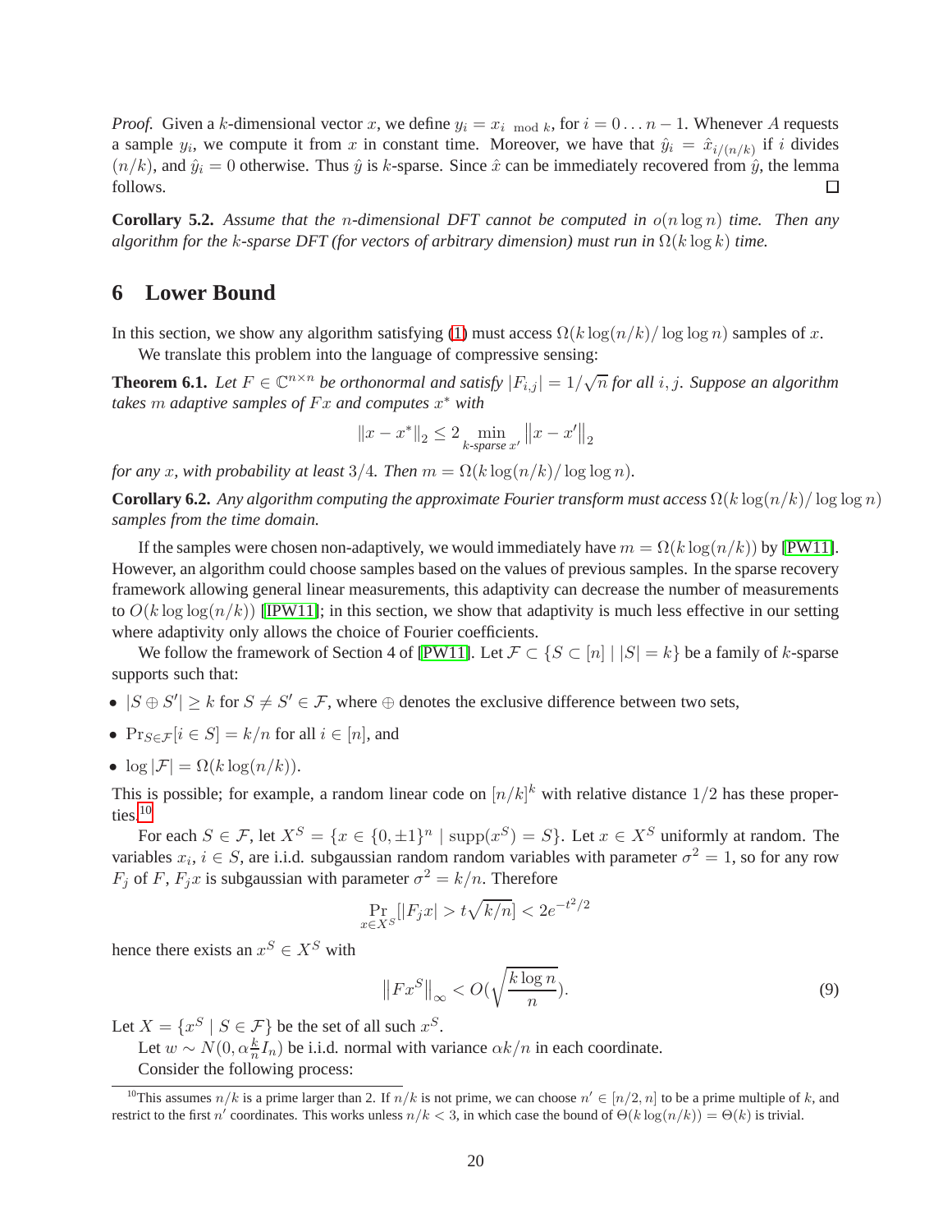*Proof.* Given a $k$-dimensional vector $x$, we define $y_i = x_{i \bmod k}$, for $i = 0 \dots n-1$. Whenever $A$ requests a sample $y_i$, we compute it from $x$ in constant time. Moreover, we have that $\hat{y}_i = \hat{x}_{i/(n/k)}$ if $i$ divides $(n/k)$, and $\hat{y}_i = 0$ otherwise. Thus $\hat{y}$ is $k$-sparse. Since $\hat{x}$ can be immediately recovered from $\hat{y}$, the lemma follows. □

**Corollary 5.2.** *Assume that the $n$-dimensional DFT cannot be computed in $o(n \log n)$ time. Then any algorithm for the $k$-sparse DFT (for vectors of arbitrary dimension) must run in $\Omega(k \log k)$ time.*

# 6 Lower Bound

In this section, we show any algorithm satisfying (1) must access $\Omega(k \log(n/k)/\log\log n)$ samples of $x$.

We translate this problem into the language of compressive sensing:

**Theorem 6.1.** *Let $F \in \mathbb{C}^{n \times n}$ be orthonormal and satisfy $|F_{i,j}| = 1/\sqrt{n}$ for all $i, j$. Suppose an algorithm takes $m$ adaptive samples of $Fx$ and computes $x^*$ with*

$$\|x - x^*\|_2 \le 2 \min_{k\text{-sparse } x'} \|x - x'\|_2$$

*for any $x$, with probability at least $3/4$. Then $m = \Omega(k \log(n/k)/\log\log n)$.*

**Corollary 6.2.** *Any algorithm computing the approximate Fourier transform must access $\Omega(k \log(n/k)/\log\log n)$ samples from the time domain.*

If the samples were chosen non-adaptively, we would immediately have $m = \Omega(k \log(n/k))$ by [PW11]. However, an algorithm could choose samples based on the values of previous samples. In the sparse recovery framework allowing general linear measurements, this adaptivity can decrease the number of measurements to $O(k \log\log(n/k))$ [IPW11]; in this section, we show that adaptivity is much less effective in our setting where adaptivity only allows the choice of Fourier coefficients.

We follow the framework of Section 4 of [PW11]. Let $\mathcal{F} \subset \{S \subset [n] \mid |S| = k\}$ be a family of $k$-sparse supports such that:

- $|S \oplus S'| \ge k$ for $S \ne S' \in \mathcal{F}$, where $\oplus$ denotes the exclusive difference between two sets,
- $\Pr_{S \in \mathcal{F}}[i \in S] = k/n$ for all $i \in [n]$, and
- $\log |\mathcal{F}| = \Omega(k \log(n/k))$.

This is possible; for example, a random linear code on $[n/k]^k$ with relative distance $1/2$ has these properties.[10]

For each $S \in \mathcal{F}$, let $X^S = \{x \in \{0, \pm 1\}^n \mid \text{supp}(x^S) = S\}$. Let $x \in X^S$ uniformly at random. The variables $x_i$, $i \in S$, are i.i.d. subgaussian random variables with parameter $\sigma^2 = 1$, so for any row $F_j$ of $F$, $F_j x$ is subgaussian with parameter $\sigma^2 = k/n$. Therefore

$$\Pr_{x \in X^S}[|F_j x| > t\sqrt{k/n}] < 2e^{-t^2/2}$$

hence there exists an $x^S \in X^S$ with

$$\|Fx^S\|_\infty < O\left(\sqrt{\frac{k \log n}{n}}\right). \tag{9}$$

Let $X = \{x^S \mid S \in \mathcal{F}\}$ be the set of all such $x^S$.

Let $w \sim N(0, \alpha \frac{k}{n} I_n)$ be i.i.d. normal with variance $\alpha k/n$ in each coordinate.

Consider the following process:

[10] This assumes $n/k$ is a prime larger than 2. If $n/k$ is not prime, we can choose $n' \in [n/2, n]$ to be a prime multiple of $k$, and restrict to the first $n'$ coordinates. This works unless $n/k < 3$, in which case the bound of $\Theta(k \log(n/k)) = \Theta(k)$ is trivial.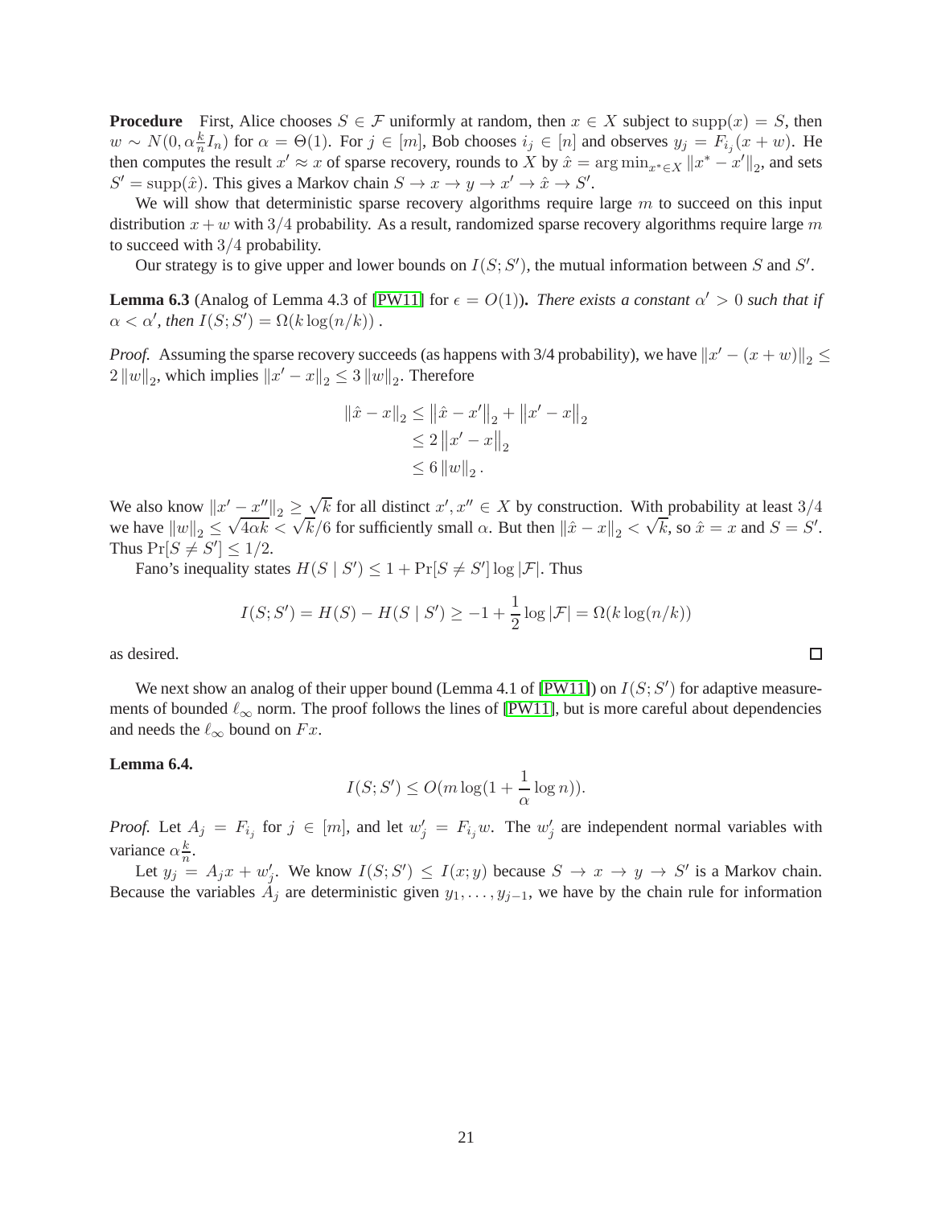**Procedure** First, Alice chooses $S \in \mathcal{F}$ uniformly at random, then $x \in X$ subject to $\text{supp}(x) = S$, then $w \sim N(0, \alpha \frac{k}{n} I_n)$ for $\alpha = \Theta(1)$. For $j \in [m]$, Bob chooses $i_j \in [n]$ and observes $y_j = F_{i_j}(x + w)$. He then computes the result $x' \approx x$ of sparse recovery, rounds to $X$ by $\hat{x} = \arg\min_{x^* \in X} \|x^* - x'\|_2$, and sets $S' = \text{supp}(\hat{x})$. This gives a Markov chain $S \to x \to y \to x' \to \hat{x} \to S'$.

We will show that deterministic sparse recovery algorithms require large $m$ to succeed on this input distribution $x + w$ with $3/4$ probability. As a result, randomized sparse recovery algorithms require large $m$ to succeed with $3/4$ probability.

Our strategy is to give upper and lower bounds on $I(S; S')$, the mutual information between $S$ and $S'$.

**Lemma 6.3** (Analog of Lemma 4.3 of [PW11] for $\epsilon = O(1)$). *There exists a constant $\alpha' > 0$ such that if $\alpha < \alpha'$, then $I(S; S') = \Omega(k \log(n/k))$ .*

*Proof.* Assuming the sparse recovery succeeds (as happens with 3/4 probability), we have $\|x' - (x + w)\|_2 \leq 2\|w\|_2$, which implies $\|x' - x\|_2 \leq 3\|w\|_2$. Therefore

$$
\begin{aligned}
\|\hat{x} - x\|_2 &\leq \|\hat{x} - x'\|_2 + \|x' - x\|_2 \\
&\leq 2\|x' - x\|_2 \\
&\leq 6\|w\|_2 .
\end{aligned}
$$

We also know $\|x' - x''\|_2 \geq \sqrt{k}$ for all distinct $x', x'' \in X$ by construction. With probability at least $3/4$ we have $\|w\|_2 \leq \sqrt{4\alpha k} < \sqrt{k}/6$ for sufficiently small $\alpha$. But then $\|\hat{x} - x\|_2 < \sqrt{k}$, so $\hat{x} = x$ and $S = S'$. Thus $\Pr[S \neq S'] \leq 1/2$.

Fano's inequality states $H(S \mid S') \leq 1 + \Pr[S \neq S'] \log |\mathcal{F}|$. Thus

$$
I(S; S') = H(S) - H(S \mid S') \geq -1 + \frac{1}{2} \log |\mathcal{F}| = \Omega(k \log(n/k))
$$

as desired. $\square$

We next show an analog of their upper bound (Lemma 4.1 of [PW11]) on $I(S; S')$ for adaptive measurements of bounded $\ell_\infty$ norm. The proof follows the lines of [PW11], but is more careful about dependencies and needs the $\ell_\infty$ bound on $Fx$.

**Lemma 6.4.**

$$
I(S; S') \leq O(m \log(1 + \frac{1}{\alpha} \log n)).
$$

*Proof.* Let $A_j = F_{i_j}$ for $j \in [m]$, and let $w'_j = F_{i_j} w$. The $w'_j$ are independent normal variables with variance $\alpha \frac{k}{n}$.

Let $y_j = A_j x + w'_j$. We know $I(S; S') \leq I(x; y)$ because $S \to x \to y \to S'$ is a Markov chain. Because the variables $A_j$ are deterministic given $y_1, \ldots, y_{j-1}$, we have by the chain rule for information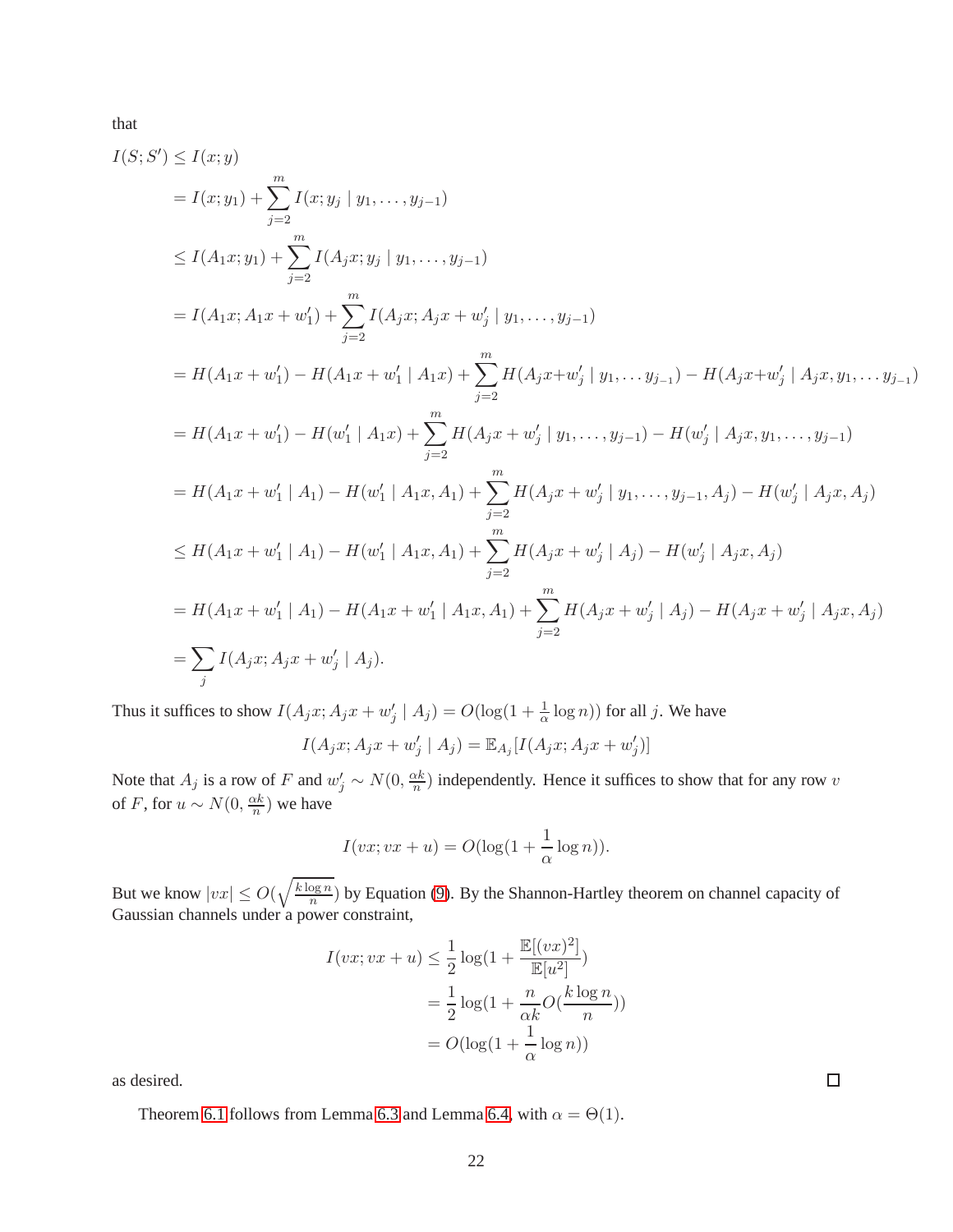that

$$
\begin{aligned}
I(S;S') &\le I(x;y) \\
&= I(x;y_1) + \sum_{j=2}^{m} I(x;y_j \mid y_1,\ldots,y_{j-1}) \\
&\le I(A_1x;y_1) + \sum_{j=2}^{m} I(A_jx;y_j \mid y_1,\ldots,y_{j-1}) \\
&= I(A_1x;A_1x+w_1') + \sum_{j=2}^{m} I(A_jx;A_jx+w_j' \mid y_1,\ldots,y_{j-1}) \\
&= H(A_1x+w_1') - H(A_1x+w_1' \mid A_1x) + \sum_{j=2}^{m} H(A_jx+w_j' \mid y_1,\ldots y_{j-1}) - H(A_jx+w_j' \mid A_jx, y_1,\ldots y_{j-1}) \\
&= H(A_1x+w_1') - H(w_1' \mid A_1x) + \sum_{j=2}^{m} H(A_jx+w_j' \mid y_1,\ldots,y_{j-1}) - H(w_j' \mid A_jx, y_1,\ldots,y_{j-1}) \\
&= H(A_1x+w_1' \mid A_1) - H(w_1' \mid A_1x, A_1) + \sum_{j=2}^{m} H(A_jx+w_j' \mid y_1,\ldots,y_{j-1}, A_j) - H(w_j' \mid A_jx, A_j) \\
&\le H(A_1x+w_1' \mid A_1) - H(w_1' \mid A_1x, A_1) + \sum_{j=2}^{m} H(A_jx+w_j' \mid A_j) - H(w_j' \mid A_jx, A_j) \\
&= H(A_1x+w_1' \mid A_1) - H(A_1x+w_1' \mid A_1x, A_1) + \sum_{j=2}^{m} H(A_jx+w_j' \mid A_j) - H(A_jx+w_j' \mid A_jx, A_j) \\
&= \sum_j I(A_jx;A_jx+w_j' \mid A_j).
\end{aligned}
$$

Thus it suffices to show $I(A_jx;A_jx+w_j' \mid A_j) = O(\log(1+\frac{1}{\alpha}\log n))$ for all $j$. We have

$$
I(A_jx;A_jx+w_j' \mid A_j) = \mathbb{E}_{A_j}[I(A_jx;A_jx+w_j')]
$$

Note that $A_j$ is a row of $F$ and $w_j' \sim N(0,\frac{\alpha k}{n})$ independently. Hence it suffices to show that for any row $v$ of $F$, for $u \sim N(0,\frac{\alpha k}{n})$ we have

$$
I(vx;vx+u) = O(\log(1+\frac{1}{\alpha}\log n)).
$$

But we know $|vx| \le O(\sqrt{\frac{k\log n}{n}})$ by Equation (9). By the Shannon-Hartley theorem on channel capacity of Gaussian channels under a power constraint,

$$
\begin{aligned}
I(vx;vx+u) &\le \frac{1}{2}\log(1+\frac{\mathbb{E}[(vx)^2]}{\mathbb{E}[u^2]}) \\
&= \frac{1}{2}\log(1+\frac{n}{\alpha k}O(\frac{k\log n}{n})) \\
&= O(\log(1+\frac{1}{\alpha}\log n))
\end{aligned}
$$

as desired. □

Theorem 6.1 follows from Lemma 6.3 and Lemma 6.4, with $\alpha = \Theta(1)$.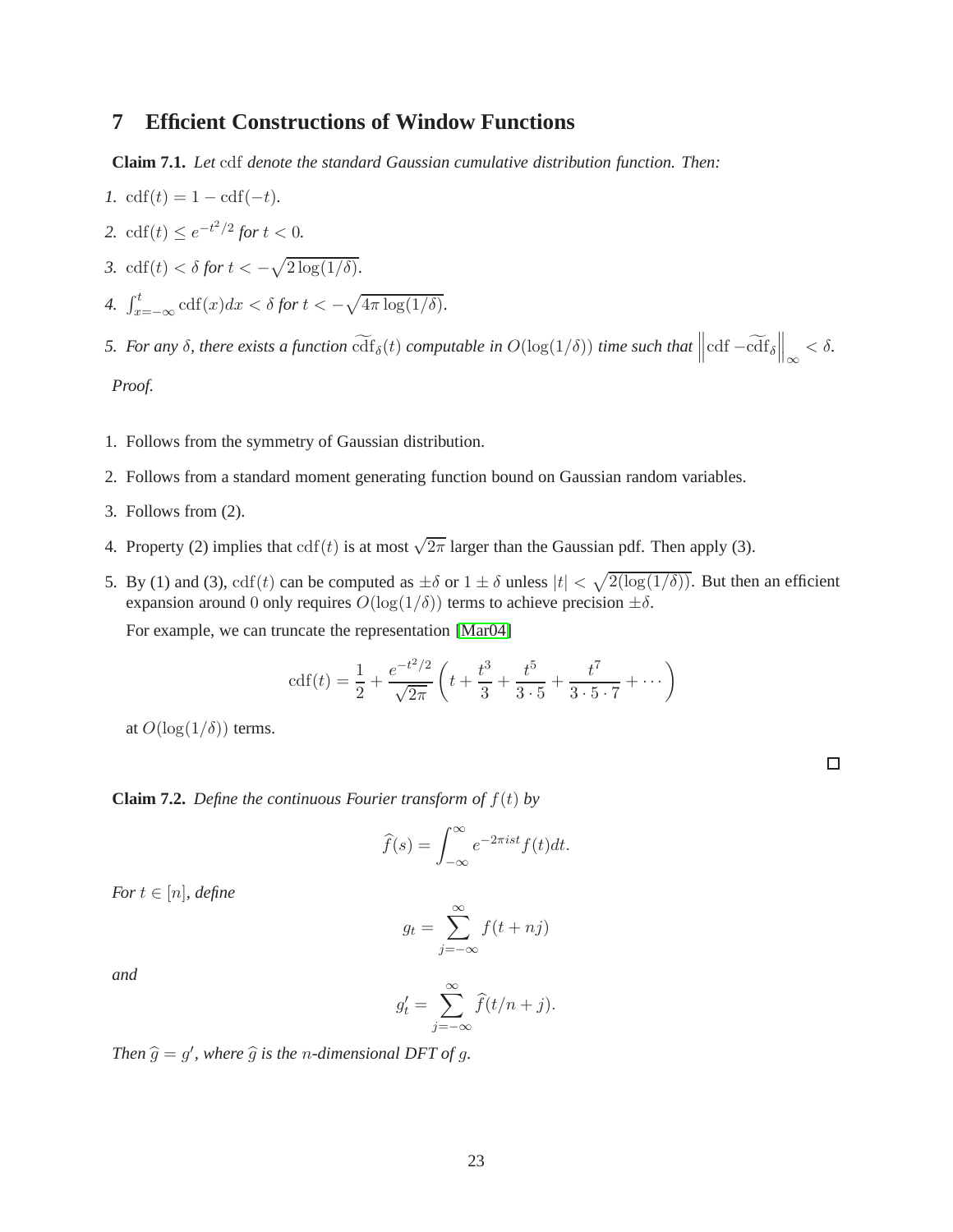## 7 Efficient Constructions of Window Functions

**Claim 7.1.** *Let* $\mathrm{cdf}$ *denote the standard Gaussian cumulative distribution function. Then:*

1. $\mathrm{cdf}(t) = 1 - \mathrm{cdf}(-t)$.
2. $\mathrm{cdf}(t) \leq e^{-t^2/2}$ *for* $t < 0$.
3. $\mathrm{cdf}(t) < \delta$ *for* $t < -\sqrt{2\log(1/\delta)}$.
4. $\int_{x=-\infty}^{t} \mathrm{cdf}(x)dx < \delta$ *for* $t < -\sqrt{4\pi \log(1/\delta)}$.
5. *For any* $\delta$*, there exists a function* $\widetilde{\mathrm{cdf}}_\delta(t)$ *computable in* $O(\log(1/\delta))$ *time such that* $\left\| \mathrm{cdf} - \widetilde{\mathrm{cdf}}_\delta \right\|_\infty < \delta$.

*Proof.*

1. Follows from the symmetry of Gaussian distribution.
2. Follows from a standard moment generating function bound on Gaussian random variables.
3. Follows from (2).
4. Property (2) implies that $\mathrm{cdf}(t)$ is at most $\sqrt{2\pi}$ larger than the Gaussian pdf. Then apply (3).
5. By (1) and (3), $\mathrm{cdf}(t)$ can be computed as $\pm\delta$ or $1 \pm \delta$ unless $|t| < \sqrt{2(\log(1/\delta))}$. But then an efficient expansion around 0 only requires $O(\log(1/\delta))$ terms to achieve precision $\pm\delta$.

   For example, we can truncate the representation [Mar04]

   $$\mathrm{cdf}(t) = \frac{1}{2} + \frac{e^{-t^2/2}}{\sqrt{2\pi}} \left( t + \frac{t^3}{3} + \frac{t^5}{3 \cdot 5} + \frac{t^7}{3 \cdot 5 \cdot 7} + \cdots \right)$$

   at $O(\log(1/\delta))$ terms.

□

**Claim 7.2.** *Define the continuous Fourier transform of* $f(t)$ *by*

$$\widehat{f}(s) = \int_{-\infty}^{\infty} e^{-2\pi i s t} f(t) dt.$$

*For* $t \in [n]$*, define*

$$g_t = \sum_{j=-\infty}^{\infty} f(t + nj)$$

*and*

$$g'_t = \sum_{j=-\infty}^{\infty} \widehat{f}(t/n + j).$$

*Then* $\widehat{g} = g'$*, where* $\widehat{g}$ *is the* $n$*-dimensional DFT of* $g$.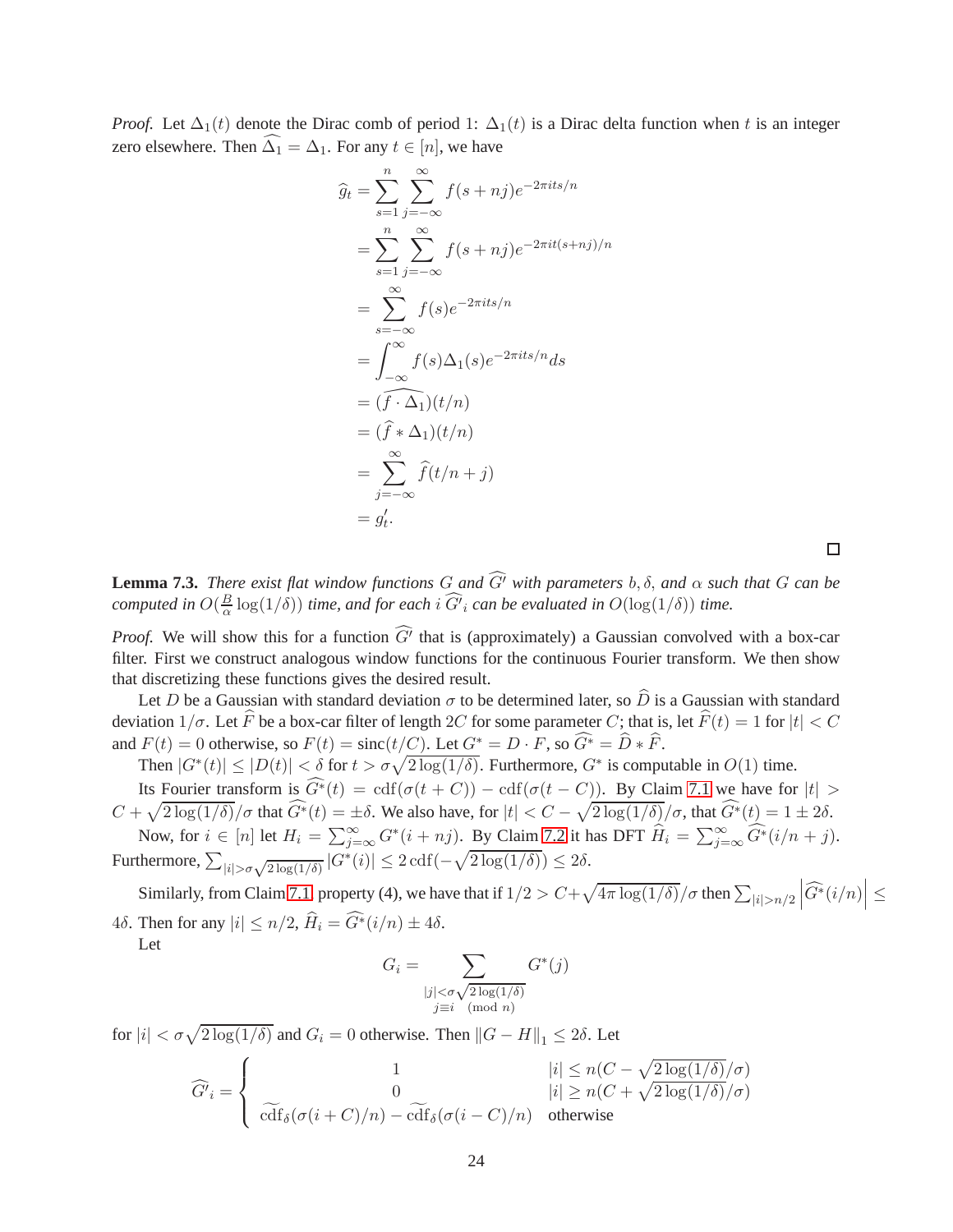*Proof.* Let $\Delta_1(t)$ denote the Dirac comb of period 1: $\Delta_1(t)$ is a Dirac delta function when $t$ is an integer zero elsewhere. Then $\widehat{\Delta_1} = \Delta_1$. For any $t \in [n]$, we have

$$
\begin{aligned}
\widehat{g}_t &= \sum_{s=1}^{n} \sum_{j=-\infty}^{\infty} f(s+nj)e^{-2\pi its/n} \\
&= \sum_{s=1}^{n} \sum_{j=-\infty}^{\infty} f(s+nj)e^{-2\pi it(s+nj)/n} \\
&= \sum_{s=-\infty}^{\infty} f(s)e^{-2\pi its/n} \\
&= \int_{-\infty}^{\infty} f(s)\Delta_1(s)e^{-2\pi its/n}ds \\
&= (\widehat{f \cdot \Delta_1})(t/n) \\
&= (\widehat{f} * \Delta_1)(t/n) \\
&= \sum_{j=-\infty}^{\infty} \widehat{f}(t/n+j) \\
&= g'_t.
\end{aligned}
$$

$\square$

**Lemma 7.3.** *There exist flat window functions $G$ and $\widehat{G'}$ with parameters $b, \delta$, and $\alpha$ such that $G$ can be computed in $O(\frac{B}{\alpha}\log(1/\delta))$ time, and for each $i$ $\widehat{G'}_i$ can be evaluated in $O(\log(1/\delta))$ time.*

*Proof.* We will show this for a function $\widehat{G'}$ that is (approximately) a Gaussian convolved with a box-car filter. First we construct analogous window functions for the continuous Fourier transform. We then show that discretizing these functions gives the desired result.

Let $D$ be a Gaussian with standard deviation $\sigma$ to be determined later, so $\widehat{D}$ is a Gaussian with standard deviation $1/\sigma$. Let $\widehat{F}$ be a box-car filter of length $2C$ for some parameter $C$; that is, let $\widehat{F}(t) = 1$ for $|t| < C$ and $F(t) = 0$ otherwise, so $F(t) = \operatorname{sinc}(t/C)$. Let $G^* = D \cdot F$, so $\widehat{G^*} = \widehat{D} * \widehat{F}$.

Then $|G^*(t)| \leq |D(t)| < \delta$ for $t > \sigma\sqrt{2\log(1/\delta)}$. Furthermore, $G^*$ is computable in $O(1)$ time.

Its Fourier transform is $\widehat{G^*}(t) = \operatorname{cdf}(\sigma(t+C)) - \operatorname{cdf}(\sigma(t-C))$. By Claim 7.1 we have for $|t| > C + \sqrt{2\log(1/\delta)}/\sigma$ that $\widehat{G^*}(t) = \pm\delta$. We also have, for $|t| < C - \sqrt{2\log(1/\delta)}/\sigma$, that $\widehat{G^*}(t) = 1 \pm 2\delta$.

Now, for $i \in [n]$ let $H_i = \sum_{j=\infty}^{\infty} G^*(i+nj)$. By Claim 7.2 it has DFT $\widehat{H}_i = \sum_{j=\infty}^{\infty} \widehat{G^*}(i/n+j)$. Furthermore, $\sum_{|i|>\sigma\sqrt{2\log(1/\delta)}} |G^*(i)| \leq 2\operatorname{cdf}(-\sqrt{2\log(1/\delta)}) \leq 2\delta$.

Similarly, from Claim 7.1 property (4), we have that if $1/2 > C + \sqrt{4\pi\log(1/\delta)}/\sigma$ then $\sum_{|i|>n/2} \left|\widehat{G^*}(i/n)\right| \leq 4\delta$. Then for any $|i| \leq n/2$, $\widehat{H}_i = \widehat{G^*}(i/n) \pm 4\delta$.

Let

$$
G_i = \sum_{\substack{|j|<\sigma\sqrt{2\log(1/\delta)} \\ j\equiv i \pmod{n}}} G^*(j)
$$

for $|i| < \sigma\sqrt{2\log(1/\delta)}$ and $G_i = 0$ otherwise. Then $\|G - H\|_1 \leq 2\delta$. Let

$$
\widehat{G'}_i = \begin{cases} 1 & |i| \leq n(C - \sqrt{2\log(1/\delta)}/\sigma) \\ 0 & |i| \geq n(C + \sqrt{2\log(1/\delta)}/\sigma) \\ \widetilde{\operatorname{cdf}}_\delta(\sigma(i+C)/n) - \widetilde{\operatorname{cdf}}_\delta(\sigma(i-C)/n) & \text{otherwise} \end{cases}
$$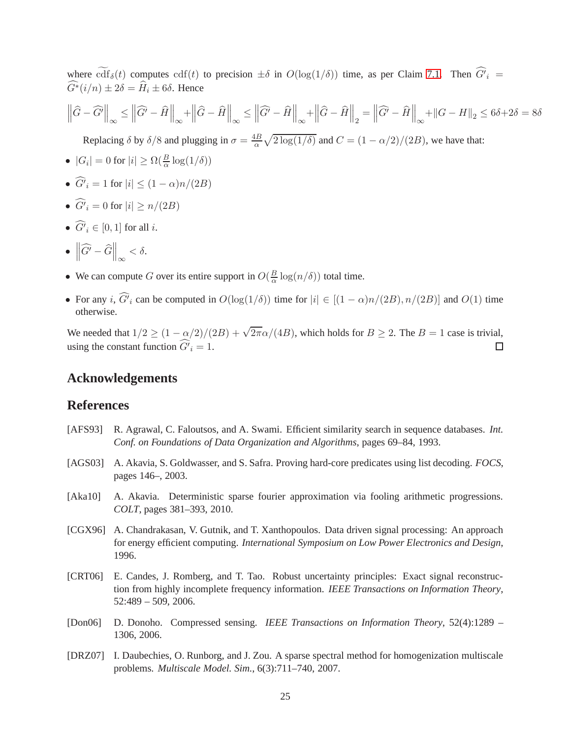where $\widetilde{\text{cdf}}_\delta(t)$ computes $\text{cdf}(t)$ to precision $\pm\delta$ in $O(\log(1/\delta))$ time, as per Claim 7.1. Then $\widehat{G'}_i = \widehat{G^*}(i/n) \pm 2\delta = \widehat{H}_i \pm 6\delta$. Hence

$$\left\|\widehat{G} - \widehat{G'}\right\|_\infty \leq \left\|\widehat{G'} - \widehat{H}\right\|_\infty + \left\|\widehat{G} - \widehat{H}\right\|_\infty \leq \left\|\widehat{G'} - \widehat{H}\right\|_\infty + \left\|\widehat{G} - \widehat{H}\right\|_2 = \left\|\widehat{G'} - \widehat{H}\right\|_\infty + \|G - H\|_2 \leq 6\delta + 2\delta = 8\delta$$

Replacing $\delta$ by $\delta/8$ and plugging in $\sigma = \frac{4B}{\alpha}\sqrt{2\log(1/\delta)}$ and $C = (1-\alpha/2)/(2B)$, we have that:

- $|G_i| = 0$ for $|i| \geq \Omega(\frac{B}{\alpha}\log(1/\delta))$
- $\widehat{G'}_i = 1$ for $|i| \leq (1-\alpha)n/(2B)$
- $\widehat{G'}_i = 0$ for $|i| \geq n/(2B)$
- $\widehat{G'}_i \in [0, 1]$ for all $i$.
- $\left\|\widehat{G'} - \widehat{G}\right\|_\infty < \delta$.
- We can compute $G$ over its entire support in $O(\frac{B}{\alpha}\log(n/\delta))$ total time.
- For any $i$, $\widehat{G'}_i$ can be computed in $O(\log(1/\delta))$ time for $|i| \in [(1-\alpha)n/(2B), n/(2B)]$ and $O(1)$ time otherwise.

We needed that $1/2 \geq (1-\alpha/2)/(2B) + \sqrt{2\pi}\alpha/(4B)$, which holds for $B \geq 2$. The $B = 1$ case is trivial, using the constant function $\widehat{G'}_i = 1$. □

## Acknowledgements

## References

[AFS93] R. Agrawal, C. Faloutsos, and A. Swami. Efficient similarity search in sequence databases. *Int. Conf. on Foundations of Data Organization and Algorithms*, pages 69–84, 1993.

[AGS03] A. Akavia, S. Goldwasser, and S. Safra. Proving hard-core predicates using list decoding. *FOCS*, pages 146–, 2003.

[Aka10] A. Akavia. Deterministic sparse fourier approximation via fooling arithmetic progressions. *COLT*, pages 381–393, 2010.

[CGX96] A. Chandrakasan, V. Gutnik, and T. Xanthopoulos. Data driven signal processing: An approach for energy efficient computing. *International Symposium on Low Power Electronics and Design*, 1996.

[CRT06] E. Candes, J. Romberg, and T. Tao. Robust uncertainty principles: Exact signal reconstruction from highly incomplete frequency information. *IEEE Transactions on Information Theory*, 52:489 – 509, 2006.

[Don06] D. Donoho. Compressed sensing. *IEEE Transactions on Information Theory*, 52(4):1289 – 1306, 2006.

[DRZ07] I. Daubechies, O. Runborg, and J. Zou. A sparse spectral method for homogenization multiscale problems. *Multiscale Model. Sim.*, 6(3):711–740, 2007.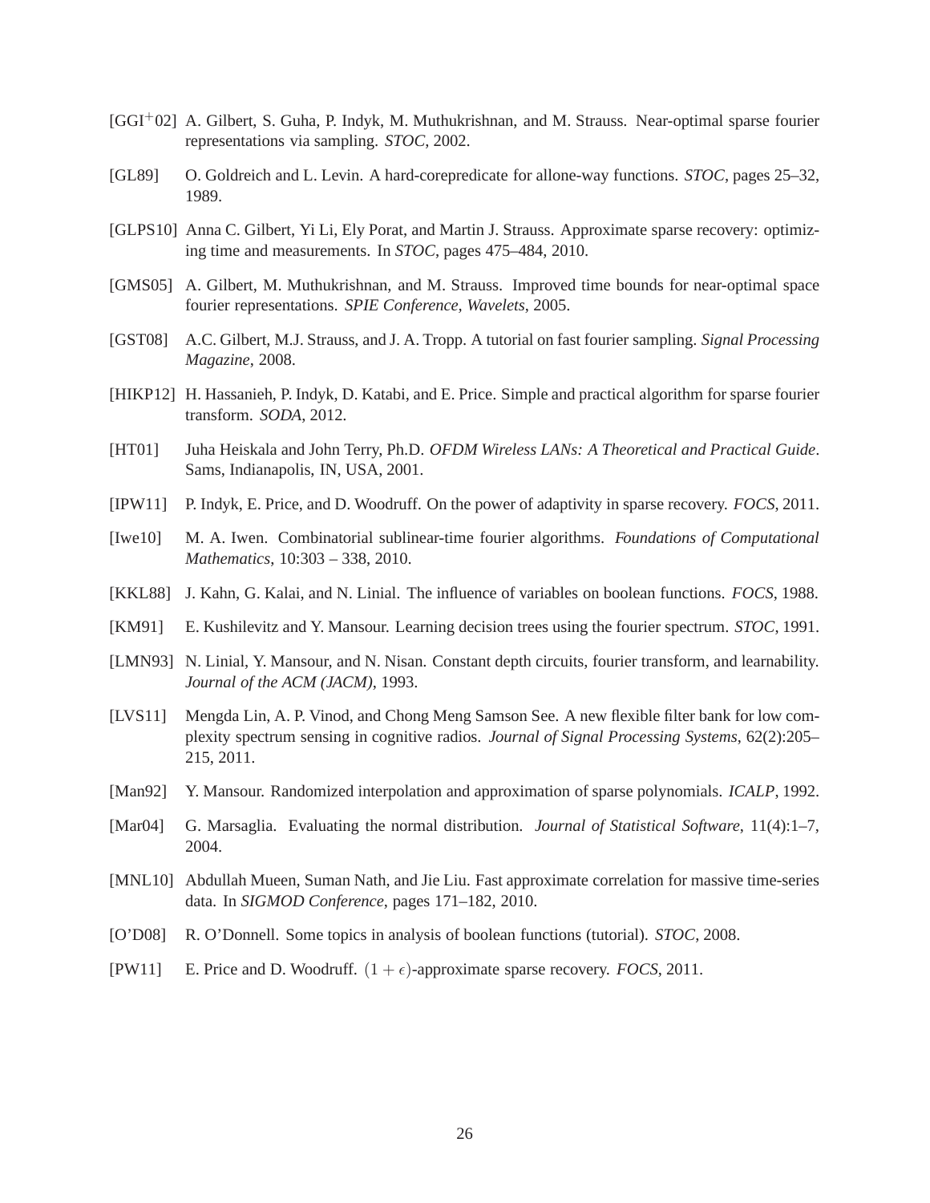[GGI+02] A. Gilbert, S. Guha, P. Indyk, M. Muthukrishnan, and M. Strauss. Near-optimal sparse fourier representations via sampling. *STOC*, 2002.

[GL89] O. Goldreich and L. Levin. A hard-corepredicate for allone-way functions. *STOC*, pages 25–32, 1989.

[GLPS10] Anna C. Gilbert, Yi Li, Ely Porat, and Martin J. Strauss. Approximate sparse recovery: optimizing time and measurements. In *STOC*, pages 475–484, 2010.

[GMS05] A. Gilbert, M. Muthukrishnan, and M. Strauss. Improved time bounds for near-optimal space fourier representations. *SPIE Conference, Wavelets*, 2005.

[GST08] A.C. Gilbert, M.J. Strauss, and J. A. Tropp. A tutorial on fast fourier sampling. *Signal Processing Magazine*, 2008.

[HIKP12] H. Hassanieh, P. Indyk, D. Katabi, and E. Price. Simple and practical algorithm for sparse fourier transform. *SODA*, 2012.

[HT01] Juha Heiskala and John Terry, Ph.D. *OFDM Wireless LANs: A Theoretical and Practical Guide*. Sams, Indianapolis, IN, USA, 2001.

[IPW11] P. Indyk, E. Price, and D. Woodruff. On the power of adaptivity in sparse recovery. *FOCS*, 2011.

[Iwe10] M. A. Iwen. Combinatorial sublinear-time fourier algorithms. *Foundations of Computational Mathematics*, 10:303 – 338, 2010.

[KKL88] J. Kahn, G. Kalai, and N. Linial. The influence of variables on boolean functions. *FOCS*, 1988.

[KM91] E. Kushilevitz and Y. Mansour. Learning decision trees using the fourier spectrum. *STOC*, 1991.

[LMN93] N. Linial, Y. Mansour, and N. Nisan. Constant depth circuits, fourier transform, and learnability. *Journal of the ACM (JACM)*, 1993.

[LVS11] Mengda Lin, A. P. Vinod, and Chong Meng Samson See. A new flexible filter bank for low complexity spectrum sensing in cognitive radios. *Journal of Signal Processing Systems*, 62(2):205–215, 2011.

[Man92] Y. Mansour. Randomized interpolation and approximation of sparse polynomials. *ICALP*, 1992.

[Mar04] G. Marsaglia. Evaluating the normal distribution. *Journal of Statistical Software*, 11(4):1–7, 2004.

[MNL10] Abdullah Mueen, Suman Nath, and Jie Liu. Fast approximate correlation for massive time-series data. In *SIGMOD Conference*, pages 171–182, 2010.

[O'D08] R. O'Donnell. Some topics in analysis of boolean functions (tutorial). *STOC*, 2008.

[PW11] E. Price and D. Woodruff. $(1+\epsilon)$-approximate sparse recovery. *FOCS*, 2011.